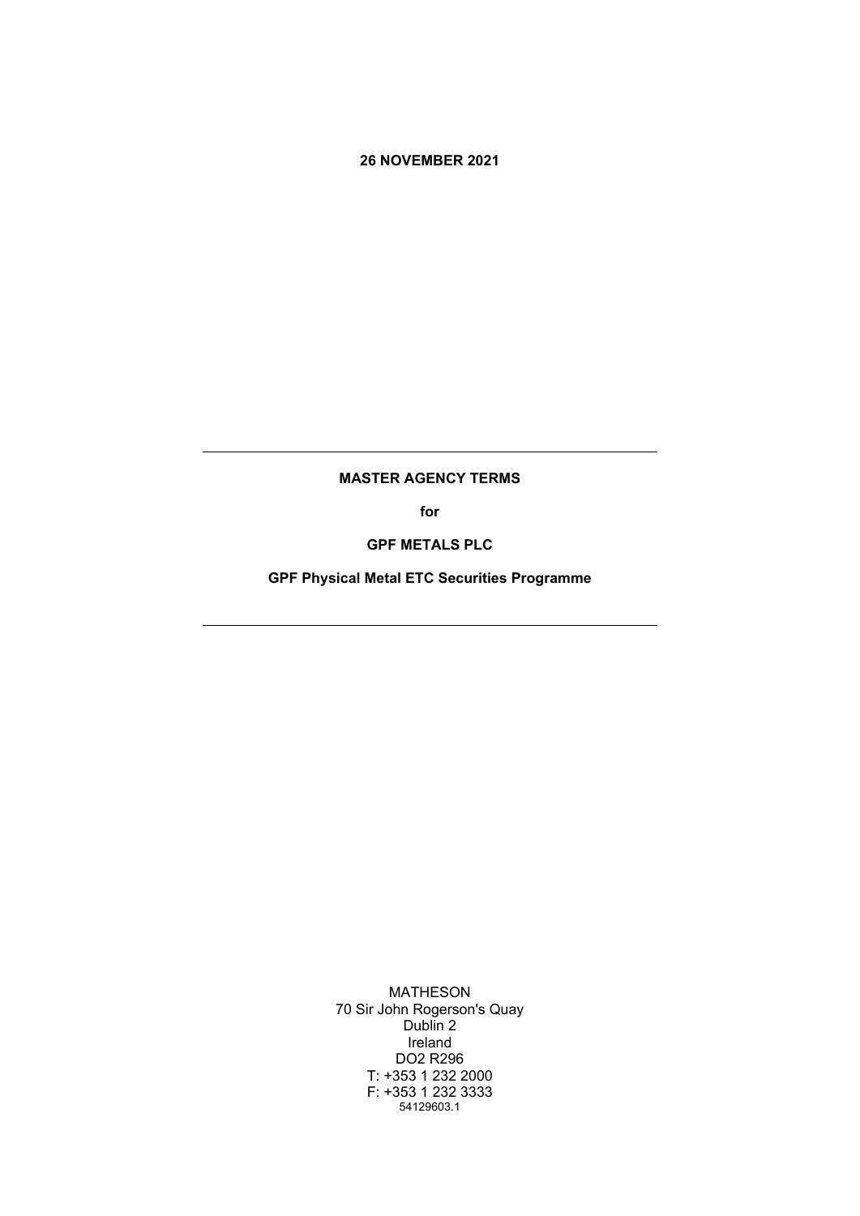**26 NOVEMBER 2021**

---

**MASTER AGENCY TERMS**

**for**

**GPF METALS PLC**

**GPF Physical Metal ETC Securities Programme**

---

MATHESON
70 Sir John Rogerson's Quay
Dublin 2
Ireland
DO2 R296
T: +353 1 232 2000
F: +353 1 232 3333
54129603.1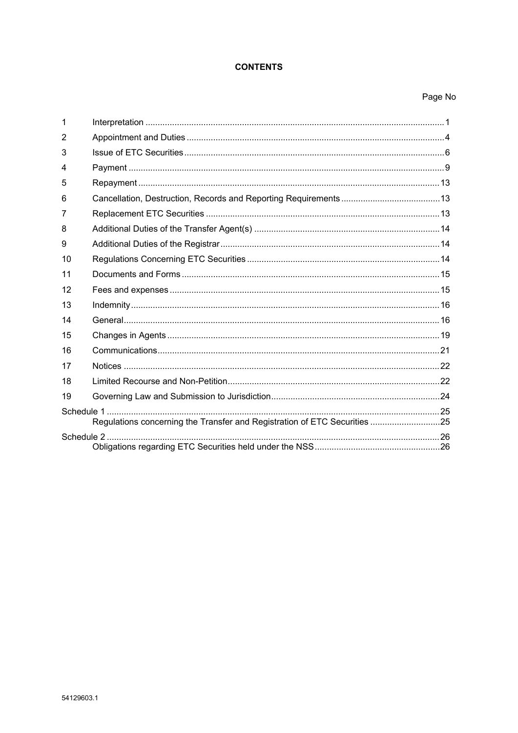**CONTENTS**

| | | Page No |
|---|---|---|
| 1 | Interpretation | 1 |
| 2 | Appointment and Duties | 4 |
| 3 | Issue of ETC Securities | 6 |
| 4 | Payment | 9 |
| 5 | Repayment | 13 |
| 6 | Cancellation, Destruction, Records and Reporting Requirements | 13 |
| 7 | Replacement ETC Securities | 13 |
| 8 | Additional Duties of the Transfer Agent(s) | 14 |
| 9 | Additional Duties of the Registrar | 14 |
| 10 | Regulations Concerning ETC Securities | 14 |
| 11 | Documents and Forms | 15 |
| 12 | Fees and expenses | 15 |
| 13 | Indemnity | 16 |
| 14 | General | 16 |
| 15 | Changes in Agents | 19 |
| 16 | Communications | 21 |
| 17 | Notices | 22 |
| 18 | Limited Recourse and Non-Petition | 22 |
| 19 | Governing Law and Submission to Jurisdiction | 24 |
| Schedule 1 | | 25 |
| | Regulations concerning the Transfer and Registration of ETC Securities | 25 |
| Schedule 2 | | 26 |
| | Obligations regarding ETC Securities held under the NSS | 26 |

54129603.1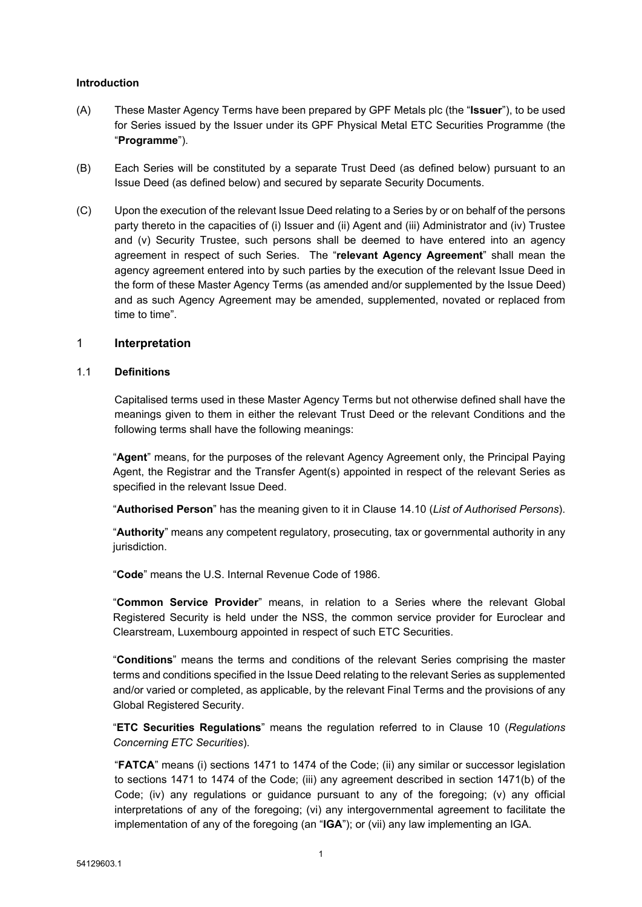**Introduction**

(A) These Master Agency Terms have been prepared by GPF Metals plc (the "**Issuer**"), to be used for Series issued by the Issuer under its GPF Physical Metal ETC Securities Programme (the "**Programme**").

(B) Each Series will be constituted by a separate Trust Deed (as defined below) pursuant to an Issue Deed (as defined below) and secured by separate Security Documents.

(C) Upon the execution of the relevant Issue Deed relating to a Series by or on behalf of the persons party thereto in the capacities of (i) Issuer and (ii) Agent and (iii) Administrator and (iv) Trustee and (v) Security Trustee, such persons shall be deemed to have entered into an agency agreement in respect of such Series. The "**relevant Agency Agreement**" shall mean the agency agreement entered into by such parties by the execution of the relevant Issue Deed in the form of these Master Agency Terms (as amended and/or supplemented by the Issue Deed) and as such Agency Agreement may be amended, supplemented, novated or replaced from time to time".

## 1 Interpretation

### 1.1 Definitions

Capitalised terms used in these Master Agency Terms but not otherwise defined shall have the meanings given to them in either the relevant Trust Deed or the relevant Conditions and the following terms shall have the following meanings:

"**Agent**" means, for the purposes of the relevant Agency Agreement only, the Principal Paying Agent, the Registrar and the Transfer Agent(s) appointed in respect of the relevant Series as specified in the relevant Issue Deed.

"**Authorised Person**" has the meaning given to it in Clause 14.10 (*List of Authorised Persons*).

"**Authority**" means any competent regulatory, prosecuting, tax or governmental authority in any jurisdiction.

"**Code**" means the U.S. Internal Revenue Code of 1986.

"**Common Service Provider**" means, in relation to a Series where the relevant Global Registered Security is held under the NSS, the common service provider for Euroclear and Clearstream, Luxembourg appointed in respect of such ETC Securities.

"**Conditions**" means the terms and conditions of the relevant Series comprising the master terms and conditions specified in the Issue Deed relating to the relevant Series as supplemented and/or varied or completed, as applicable, by the relevant Final Terms and the provisions of any Global Registered Security.

"**ETC Securities Regulations**" means the regulation referred to in Clause 10 (*Regulations Concerning ETC Securities*).

"**FATCA**" means (i) sections 1471 to 1474 of the Code; (ii) any similar or successor legislation to sections 1471 to 1474 of the Code; (iii) any agreement described in section 1471(b) of the Code; (iv) any regulations or guidance pursuant to any of the foregoing; (v) any official interpretations of any of the foregoing; (vi) any intergovernmental agreement to facilitate the implementation of any of the foregoing (an "**IGA**"); or (vii) any law implementing an IGA.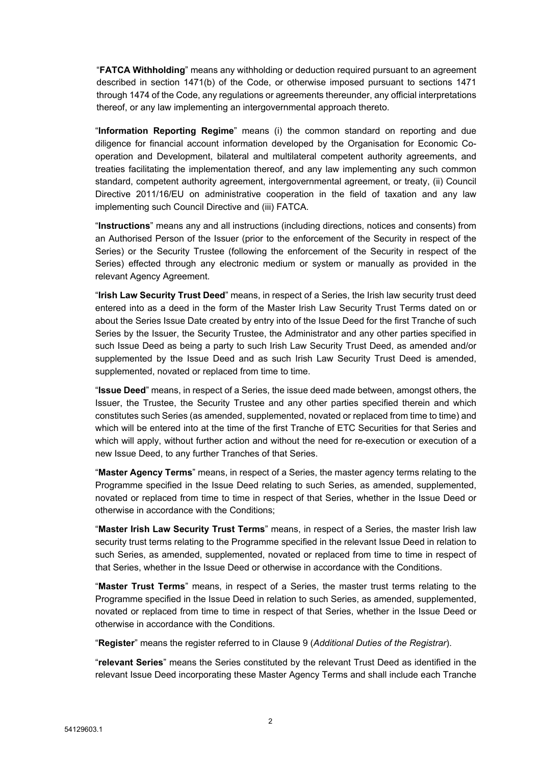"**FATCA Withholding**" means any withholding or deduction required pursuant to an agreement described in section 1471(b) of the Code, or otherwise imposed pursuant to sections 1471 through 1474 of the Code, any regulations or agreements thereunder, any official interpretations thereof, or any law implementing an intergovernmental approach thereto.

"**Information Reporting Regime**" means (i) the common standard on reporting and due diligence for financial account information developed by the Organisation for Economic Co-operation and Development, bilateral and multilateral competent authority agreements, and treaties facilitating the implementation thereof, and any law implementing any such common standard, competent authority agreement, intergovernmental agreement, or treaty, (ii) Council Directive 2011/16/EU on administrative cooperation in the field of taxation and any law implementing such Council Directive and (iii) FATCA.

"**Instructions**" means any and all instructions (including directions, notices and consents) from an Authorised Person of the Issuer (prior to the enforcement of the Security in respect of the Series) or the Security Trustee (following the enforcement of the Security in respect of the Series) effected through any electronic medium or system or manually as provided in the relevant Agency Agreement.

"**Irish Law Security Trust Deed**" means, in respect of a Series, the Irish law security trust deed entered into as a deed in the form of the Master Irish Law Security Trust Terms dated on or about the Series Issue Date created by entry into of the Issue Deed for the first Tranche of such Series by the Issuer, the Security Trustee, the Administrator and any other parties specified in such Issue Deed as being a party to such Irish Law Security Trust Deed, as amended and/or supplemented by the Issue Deed and as such Irish Law Security Trust Deed is amended, supplemented, novated or replaced from time to time.

"**Issue Deed**" means, in respect of a Series, the issue deed made between, amongst others, the Issuer, the Trustee, the Security Trustee and any other parties specified therein and which constitutes such Series (as amended, supplemented, novated or replaced from time to time) and which will be entered into at the time of the first Tranche of ETC Securities for that Series and which will apply, without further action and without the need for re-execution or execution of a new Issue Deed, to any further Tranches of that Series.

"**Master Agency Terms**" means, in respect of a Series, the master agency terms relating to the Programme specified in the Issue Deed relating to such Series, as amended, supplemented, novated or replaced from time to time in respect of that Series, whether in the Issue Deed or otherwise in accordance with the Conditions;

"**Master Irish Law Security Trust Terms**" means, in respect of a Series, the master Irish law security trust terms relating to the Programme specified in the relevant Issue Deed in relation to such Series, as amended, supplemented, novated or replaced from time to time in respect of that Series, whether in the Issue Deed or otherwise in accordance with the Conditions.

"**Master Trust Terms**" means, in respect of a Series, the master trust terms relating to the Programme specified in the Issue Deed in relation to such Series, as amended, supplemented, novated or replaced from time to time in respect of that Series, whether in the Issue Deed or otherwise in accordance with the Conditions.

"**Register**" means the register referred to in Clause 9 (*Additional Duties of the Registrar*).

"**relevant Series**" means the Series constituted by the relevant Trust Deed as identified in the relevant Issue Deed incorporating these Master Agency Terms and shall include each Tranche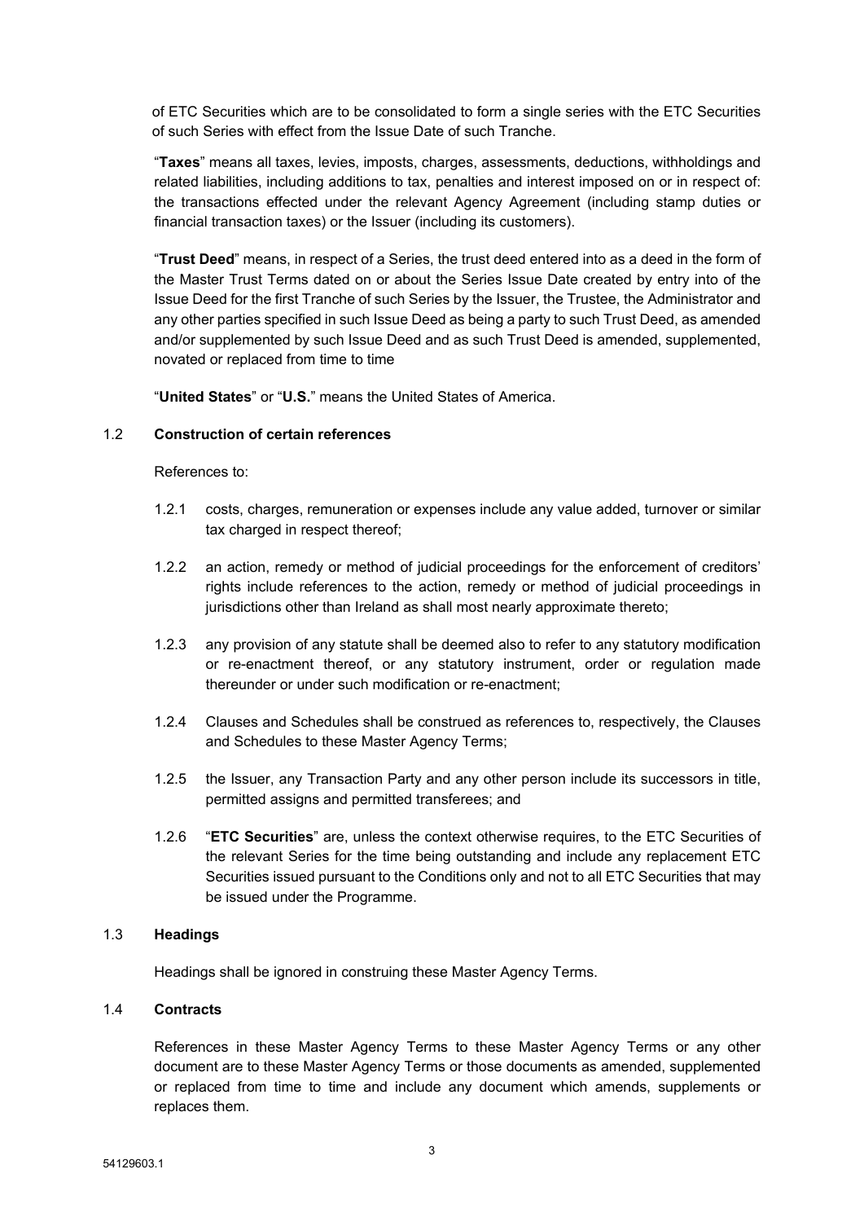of ETC Securities which are to be consolidated to form a single series with the ETC Securities of such Series with effect from the Issue Date of such Tranche.

"**Taxes**" means all taxes, levies, imposts, charges, assessments, deductions, withholdings and related liabilities, including additions to tax, penalties and interest imposed on or in respect of: the transactions effected under the relevant Agency Agreement (including stamp duties or financial transaction taxes) or the Issuer (including its customers).

"**Trust Deed**" means, in respect of a Series, the trust deed entered into as a deed in the form of the Master Trust Terms dated on or about the Series Issue Date created by entry into of the Issue Deed for the first Tranche of such Series by the Issuer, the Trustee, the Administrator and any other parties specified in such Issue Deed as being a party to such Trust Deed, as amended and/or supplemented by such Issue Deed and as such Trust Deed is amended, supplemented, novated or replaced from time to time

"**United States**" or "**U.S.**" means the United States of America.

1.2 **Construction of certain references**

References to:

1.2.1 costs, charges, remuneration or expenses include any value added, turnover or similar tax charged in respect thereof;

1.2.2 an action, remedy or method of judicial proceedings for the enforcement of creditors' rights include references to the action, remedy or method of judicial proceedings in jurisdictions other than Ireland as shall most nearly approximate thereto;

1.2.3 any provision of any statute shall be deemed also to refer to any statutory modification or re-enactment thereof, or any statutory instrument, order or regulation made thereunder or under such modification or re-enactment;

1.2.4 Clauses and Schedules shall be construed as references to, respectively, the Clauses and Schedules to these Master Agency Terms;

1.2.5 the Issuer, any Transaction Party and any other person include its successors in title, permitted assigns and permitted transferees; and

1.2.6 "**ETC Securities**" are, unless the context otherwise requires, to the ETC Securities of the relevant Series for the time being outstanding and include any replacement ETC Securities issued pursuant to the Conditions only and not to all ETC Securities that may be issued under the Programme.

1.3 **Headings**

Headings shall be ignored in construing these Master Agency Terms.

1.4 **Contracts**

References in these Master Agency Terms to these Master Agency Terms or any other document are to these Master Agency Terms or those documents as amended, supplemented or replaced from time to time and include any document which amends, supplements or replaces them.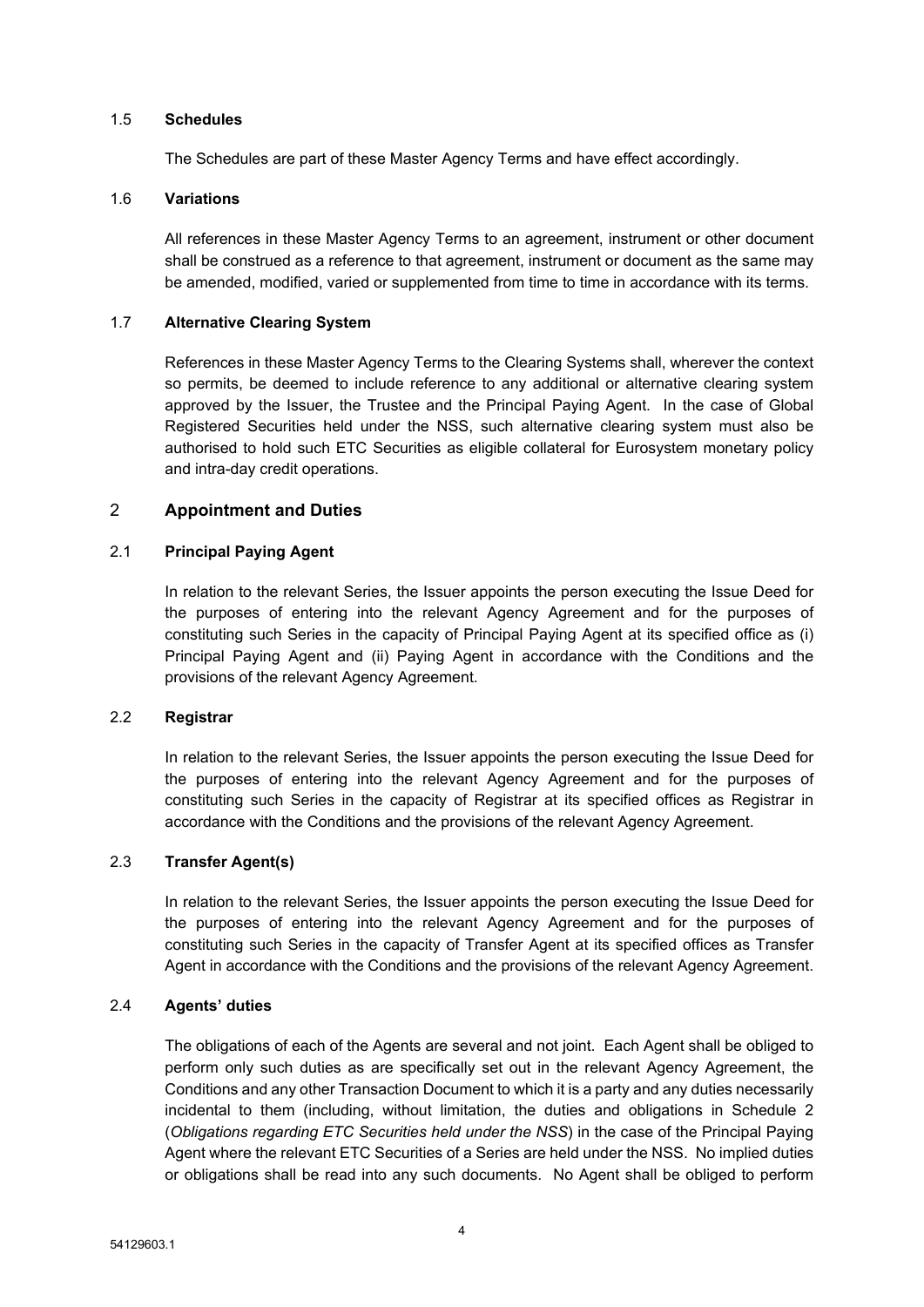### 1.5 **Schedules**

The Schedules are part of these Master Agency Terms and have effect accordingly.

### 1.6 **Variations**

All references in these Master Agency Terms to an agreement, instrument or other document shall be construed as a reference to that agreement, instrument or document as the same may be amended, modified, varied or supplemented from time to time in accordance with its terms.

### 1.7 **Alternative Clearing System**

References in these Master Agency Terms to the Clearing Systems shall, wherever the context so permits, be deemed to include reference to any additional or alternative clearing system approved by the Issuer, the Trustee and the Principal Paying Agent. In the case of Global Registered Securities held under the NSS, such alternative clearing system must also be authorised to hold such ETC Securities as eligible collateral for Eurosystem monetary policy and intra-day credit operations.

## 2 **Appointment and Duties**

### 2.1 **Principal Paying Agent**

In relation to the relevant Series, the Issuer appoints the person executing the Issue Deed for the purposes of entering into the relevant Agency Agreement and for the purposes of constituting such Series in the capacity of Principal Paying Agent at its specified office as (i) Principal Paying Agent and (ii) Paying Agent in accordance with the Conditions and the provisions of the relevant Agency Agreement.

### 2.2 **Registrar**

In relation to the relevant Series, the Issuer appoints the person executing the Issue Deed for the purposes of entering into the relevant Agency Agreement and for the purposes of constituting such Series in the capacity of Registrar at its specified offices as Registrar in accordance with the Conditions and the provisions of the relevant Agency Agreement.

### 2.3 **Transfer Agent(s)**

In relation to the relevant Series, the Issuer appoints the person executing the Issue Deed for the purposes of entering into the relevant Agency Agreement and for the purposes of constituting such Series in the capacity of Transfer Agent at its specified offices as Transfer Agent in accordance with the Conditions and the provisions of the relevant Agency Agreement.

### 2.4 **Agents' duties**

The obligations of each of the Agents are several and not joint. Each Agent shall be obliged to perform only such duties as are specifically set out in the relevant Agency Agreement, the Conditions and any other Transaction Document to which it is a party and any duties necessarily incidental to them (including, without limitation, the duties and obligations in Schedule 2 (*Obligations regarding ETC Securities held under the NSS*) in the case of the Principal Paying Agent where the relevant ETC Securities of a Series are held under the NSS. No implied duties or obligations shall be read into any such documents. No Agent shall be obliged to perform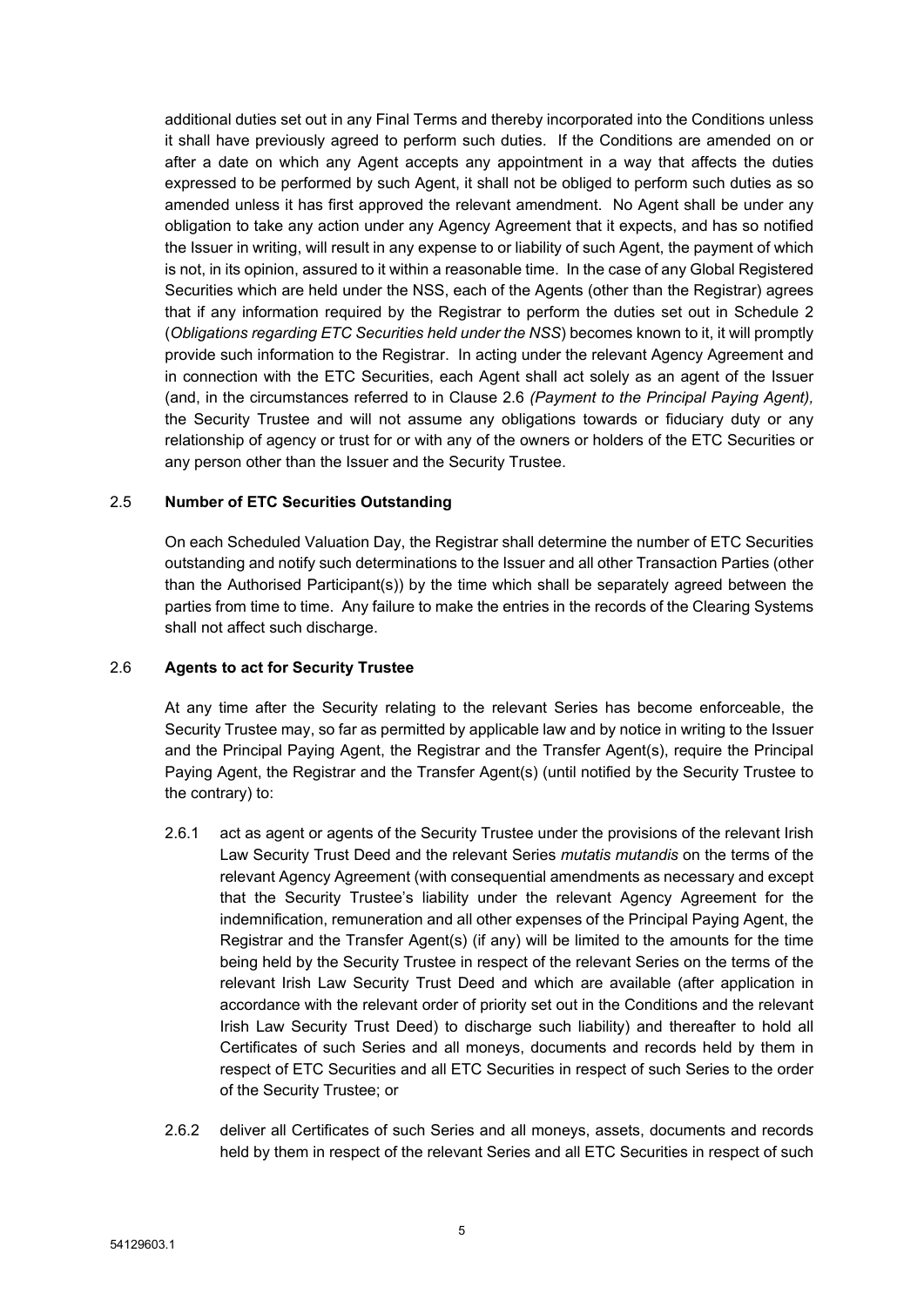additional duties set out in any Final Terms and thereby incorporated into the Conditions unless it shall have previously agreed to perform such duties. If the Conditions are amended on or after a date on which any Agent accepts any appointment in a way that affects the duties expressed to be performed by such Agent, it shall not be obliged to perform such duties as so amended unless it has first approved the relevant amendment. No Agent shall be under any obligation to take any action under any Agency Agreement that it expects, and has so notified the Issuer in writing, will result in any expense to or liability of such Agent, the payment of which is not, in its opinion, assured to it within a reasonable time. In the case of any Global Registered Securities which are held under the NSS, each of the Agents (other than the Registrar) agrees that if any information required by the Registrar to perform the duties set out in Schedule 2 (*Obligations regarding ETC Securities held under the NSS*) becomes known to it, it will promptly provide such information to the Registrar. In acting under the relevant Agency Agreement and in connection with the ETC Securities, each Agent shall act solely as an agent of the Issuer (and, in the circumstances referred to in Clause 2.6 *(Payment to the Principal Paying Agent),* the Security Trustee and will not assume any obligations towards or fiduciary duty or any relationship of agency or trust for or with any of the owners or holders of the ETC Securities or any person other than the Issuer and the Security Trustee.

2.5 **Number of ETC Securities Outstanding**

On each Scheduled Valuation Day, the Registrar shall determine the number of ETC Securities outstanding and notify such determinations to the Issuer and all other Transaction Parties (other than the Authorised Participant(s)) by the time which shall be separately agreed between the parties from time to time. Any failure to make the entries in the records of the Clearing Systems shall not affect such discharge.

2.6 **Agents to act for Security Trustee**

At any time after the Security relating to the relevant Series has become enforceable, the Security Trustee may, so far as permitted by applicable law and by notice in writing to the Issuer and the Principal Paying Agent, the Registrar and the Transfer Agent(s), require the Principal Paying Agent, the Registrar and the Transfer Agent(s) (until notified by the Security Trustee to the contrary) to:

2.6.1 act as agent or agents of the Security Trustee under the provisions of the relevant Irish Law Security Trust Deed and the relevant Series *mutatis mutandis* on the terms of the relevant Agency Agreement (with consequential amendments as necessary and except that the Security Trustee's liability under the relevant Agency Agreement for the indemnification, remuneration and all other expenses of the Principal Paying Agent, the Registrar and the Transfer Agent(s) (if any) will be limited to the amounts for the time being held by the Security Trustee in respect of the relevant Series on the terms of the relevant Irish Law Security Trust Deed and which are available (after application in accordance with the relevant order of priority set out in the Conditions and the relevant Irish Law Security Trust Deed) to discharge such liability) and thereafter to hold all Certificates of such Series and all moneys, documents and records held by them in respect of ETC Securities and all ETC Securities in respect of such Series to the order of the Security Trustee; or

2.6.2 deliver all Certificates of such Series and all moneys, assets, documents and records held by them in respect of the relevant Series and all ETC Securities in respect of such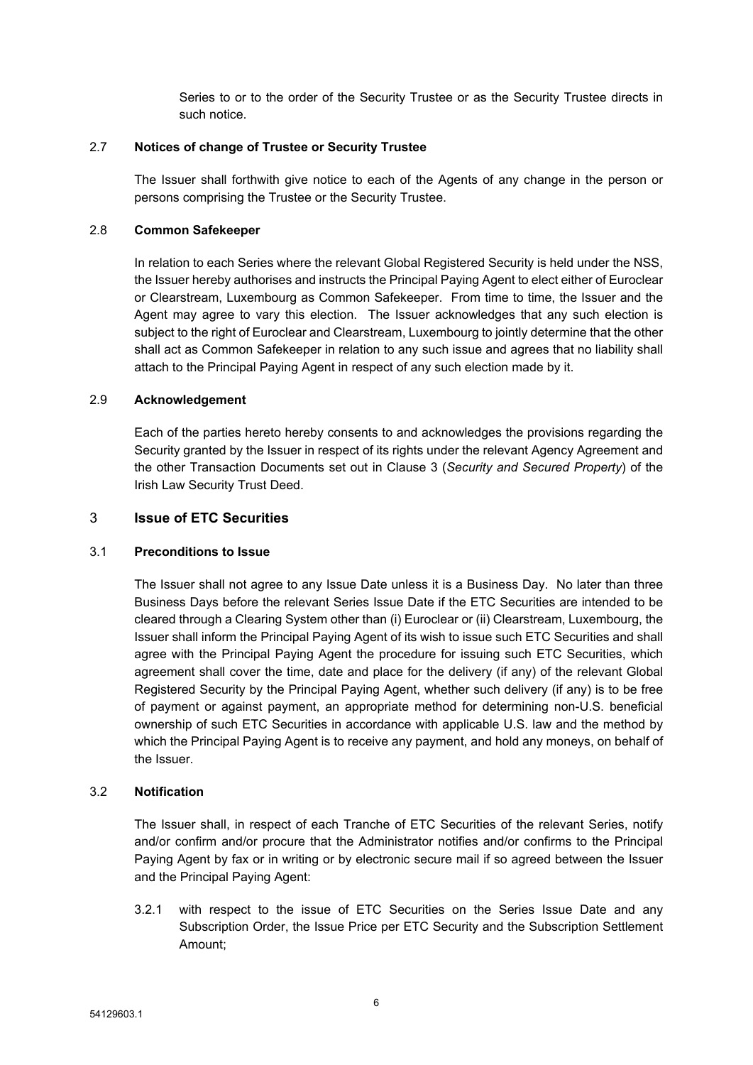Series to or to the order of the Security Trustee or as the Security Trustee directs in such notice.

### 2.7 **Notices of change of Trustee or Security Trustee**

The Issuer shall forthwith give notice to each of the Agents of any change in the person or persons comprising the Trustee or the Security Trustee.

### 2.8 **Common Safekeeper**

In relation to each Series where the relevant Global Registered Security is held under the NSS, the Issuer hereby authorises and instructs the Principal Paying Agent to elect either of Euroclear or Clearstream, Luxembourg as Common Safekeeper. From time to time, the Issuer and the Agent may agree to vary this election. The Issuer acknowledges that any such election is subject to the right of Euroclear and Clearstream, Luxembourg to jointly determine that the other shall act as Common Safekeeper in relation to any such issue and agrees that no liability shall attach to the Principal Paying Agent in respect of any such election made by it.

### 2.9 **Acknowledgement**

Each of the parties hereto hereby consents to and acknowledges the provisions regarding the Security granted by the Issuer in respect of its rights under the relevant Agency Agreement and the other Transaction Documents set out in Clause 3 (*Security and Secured Property*) of the Irish Law Security Trust Deed.

## 3 **Issue of ETC Securities**

### 3.1 **Preconditions to Issue**

The Issuer shall not agree to any Issue Date unless it is a Business Day. No later than three Business Days before the relevant Series Issue Date if the ETC Securities are intended to be cleared through a Clearing System other than (i) Euroclear or (ii) Clearstream, Luxembourg, the Issuer shall inform the Principal Paying Agent of its wish to issue such ETC Securities and shall agree with the Principal Paying Agent the procedure for issuing such ETC Securities, which agreement shall cover the time, date and place for the delivery (if any) of the relevant Global Registered Security by the Principal Paying Agent, whether such delivery (if any) is to be free of payment or against payment, an appropriate method for determining non-U.S. beneficial ownership of such ETC Securities in accordance with applicable U.S. law and the method by which the Principal Paying Agent is to receive any payment, and hold any moneys, on behalf of the Issuer.

### 3.2 **Notification**

The Issuer shall, in respect of each Tranche of ETC Securities of the relevant Series, notify and/or confirm and/or procure that the Administrator notifies and/or confirms to the Principal Paying Agent by fax or in writing or by electronic secure mail if so agreed between the Issuer and the Principal Paying Agent:

3.2.1 with respect to the issue of ETC Securities on the Series Issue Date and any Subscription Order, the Issue Price per ETC Security and the Subscription Settlement Amount;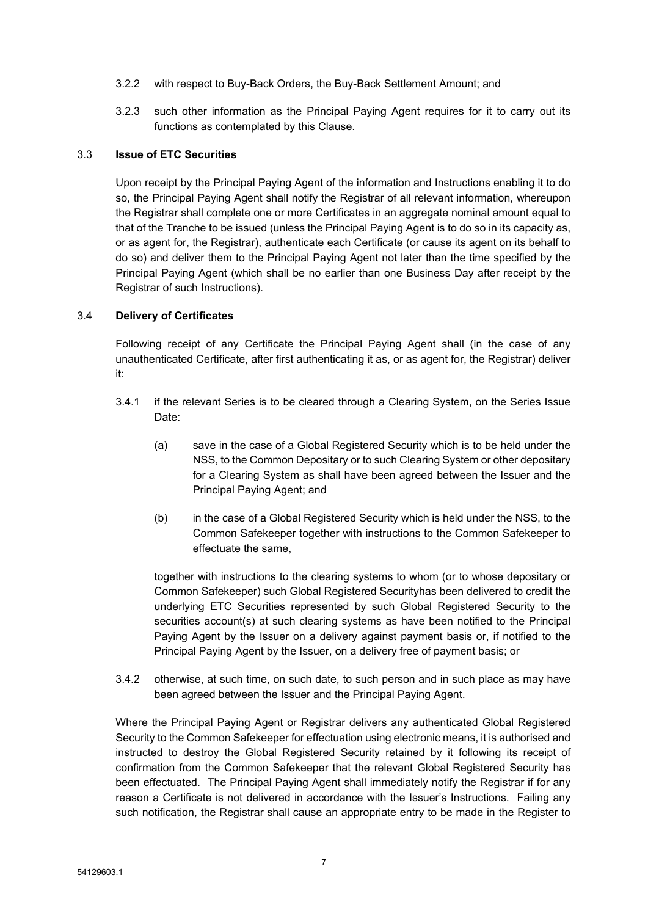3.2.2 with respect to Buy-Back Orders, the Buy-Back Settlement Amount; and

3.2.3 such other information as the Principal Paying Agent requires for it to carry out its functions as contemplated by this Clause.

3.3 **Issue of ETC Securities**

Upon receipt by the Principal Paying Agent of the information and Instructions enabling it to do so, the Principal Paying Agent shall notify the Registrar of all relevant information, whereupon the Registrar shall complete one or more Certificates in an aggregate nominal amount equal to that of the Tranche to be issued (unless the Principal Paying Agent is to do so in its capacity as, or as agent for, the Registrar), authenticate each Certificate (or cause its agent on its behalf to do so) and deliver them to the Principal Paying Agent not later than the time specified by the Principal Paying Agent (which shall be no earlier than one Business Day after receipt by the Registrar of such Instructions).

3.4 **Delivery of Certificates**

Following receipt of any Certificate the Principal Paying Agent shall (in the case of any unauthenticated Certificate, after first authenticating it as, or as agent for, the Registrar) deliver it:

3.4.1 if the relevant Series is to be cleared through a Clearing System, on the Series Issue Date:

(a) save in the case of a Global Registered Security which is to be held under the NSS, to the Common Depositary or to such Clearing System or other depositary for a Clearing System as shall have been agreed between the Issuer and the Principal Paying Agent; and

(b) in the case of a Global Registered Security which is held under the NSS, to the Common Safekeeper together with instructions to the Common Safekeeper to effectuate the same,

together with instructions to the clearing systems to whom (or to whose depositary or Common Safekeeper) such Global Registered Securityhas been delivered to credit the underlying ETC Securities represented by such Global Registered Security to the securities account(s) at such clearing systems as have been notified to the Principal Paying Agent by the Issuer on a delivery against payment basis or, if notified to the Principal Paying Agent by the Issuer, on a delivery free of payment basis; or

3.4.2 otherwise, at such time, on such date, to such person and in such place as may have been agreed between the Issuer and the Principal Paying Agent.

Where the Principal Paying Agent or Registrar delivers any authenticated Global Registered Security to the Common Safekeeper for effectuation using electronic means, it is authorised and instructed to destroy the Global Registered Security retained by it following its receipt of confirmation from the Common Safekeeper that the relevant Global Registered Security has been effectuated. The Principal Paying Agent shall immediately notify the Registrar if for any reason a Certificate is not delivered in accordance with the Issuer's Instructions. Failing any such notification, the Registrar shall cause an appropriate entry to be made in the Register to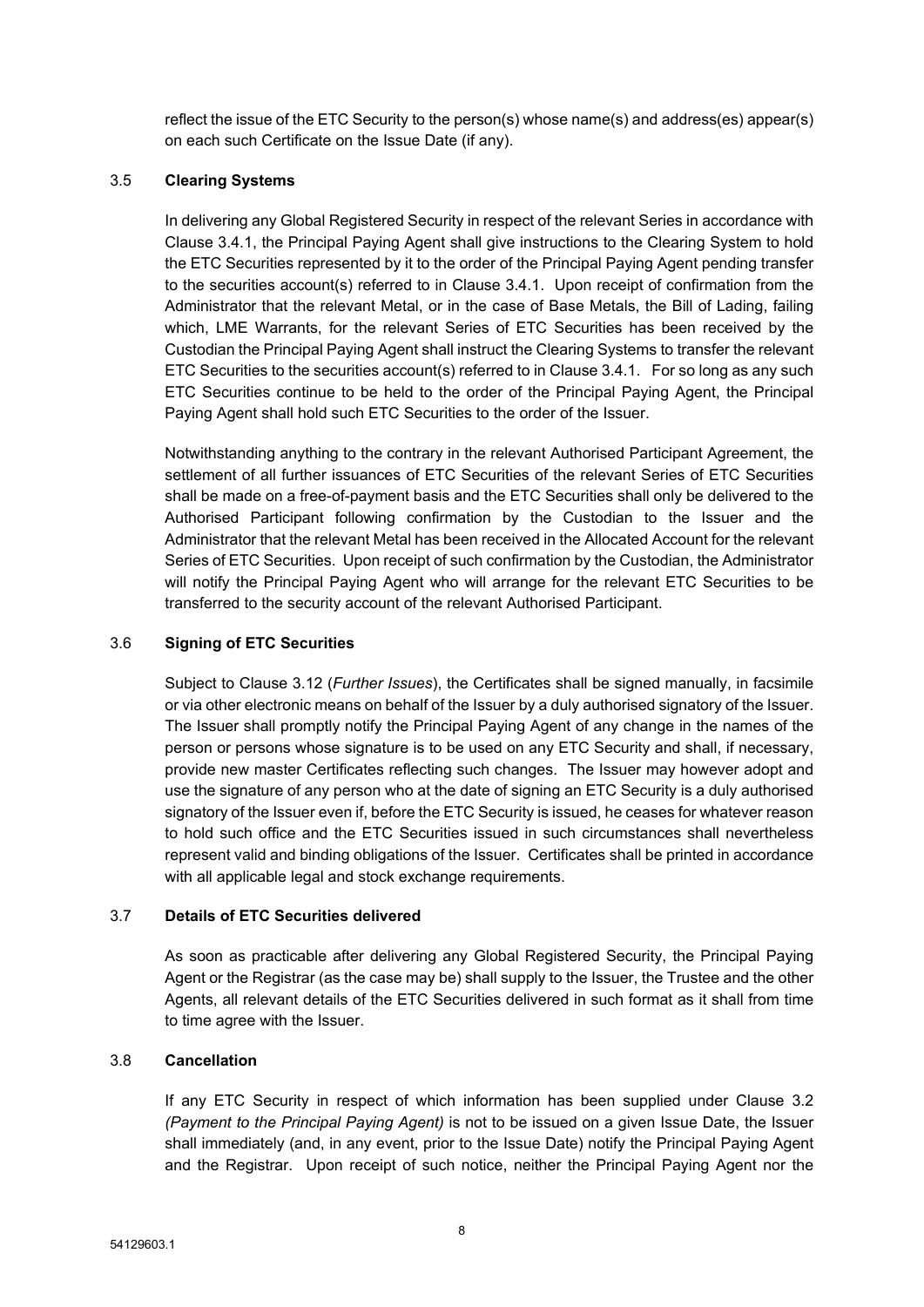reflect the issue of the ETC Security to the person(s) whose name(s) and address(es) appear(s) on each such Certificate on the Issue Date (if any).

### 3.5 Clearing Systems

In delivering any Global Registered Security in respect of the relevant Series in accordance with Clause 3.4.1, the Principal Paying Agent shall give instructions to the Clearing System to hold the ETC Securities represented by it to the order of the Principal Paying Agent pending transfer to the securities account(s) referred to in Clause 3.4.1. Upon receipt of confirmation from the Administrator that the relevant Metal, or in the case of Base Metals, the Bill of Lading, failing which, LME Warrants, for the relevant Series of ETC Securities has been received by the Custodian the Principal Paying Agent shall instruct the Clearing Systems to transfer the relevant ETC Securities to the securities account(s) referred to in Clause 3.4.1. For so long as any such ETC Securities continue to be held to the order of the Principal Paying Agent, the Principal Paying Agent shall hold such ETC Securities to the order of the Issuer.

Notwithstanding anything to the contrary in the relevant Authorised Participant Agreement, the settlement of all further issuances of ETC Securities of the relevant Series of ETC Securities shall be made on a free-of-payment basis and the ETC Securities shall only be delivered to the Authorised Participant following confirmation by the Custodian to the Issuer and the Administrator that the relevant Metal has been received in the Allocated Account for the relevant Series of ETC Securities. Upon receipt of such confirmation by the Custodian, the Administrator will notify the Principal Paying Agent who will arrange for the relevant ETC Securities to be transferred to the security account of the relevant Authorised Participant.

### 3.6 Signing of ETC Securities

Subject to Clause 3.12 (*Further Issues*), the Certificates shall be signed manually, in facsimile or via other electronic means on behalf of the Issuer by a duly authorised signatory of the Issuer. The Issuer shall promptly notify the Principal Paying Agent of any change in the names of the person or persons whose signature is to be used on any ETC Security and shall, if necessary, provide new master Certificates reflecting such changes. The Issuer may however adopt and use the signature of any person who at the date of signing an ETC Security is a duly authorised signatory of the Issuer even if, before the ETC Security is issued, he ceases for whatever reason to hold such office and the ETC Securities issued in such circumstances shall nevertheless represent valid and binding obligations of the Issuer. Certificates shall be printed in accordance with all applicable legal and stock exchange requirements.

### 3.7 Details of ETC Securities delivered

As soon as practicable after delivering any Global Registered Security, the Principal Paying Agent or the Registrar (as the case may be) shall supply to the Issuer, the Trustee and the other Agents, all relevant details of the ETC Securities delivered in such format as it shall from time to time agree with the Issuer.

### 3.8 Cancellation

If any ETC Security in respect of which information has been supplied under Clause 3.2 *(Payment to the Principal Paying Agent)* is not to be issued on a given Issue Date, the Issuer shall immediately (and, in any event, prior to the Issue Date) notify the Principal Paying Agent and the Registrar. Upon receipt of such notice, neither the Principal Paying Agent nor the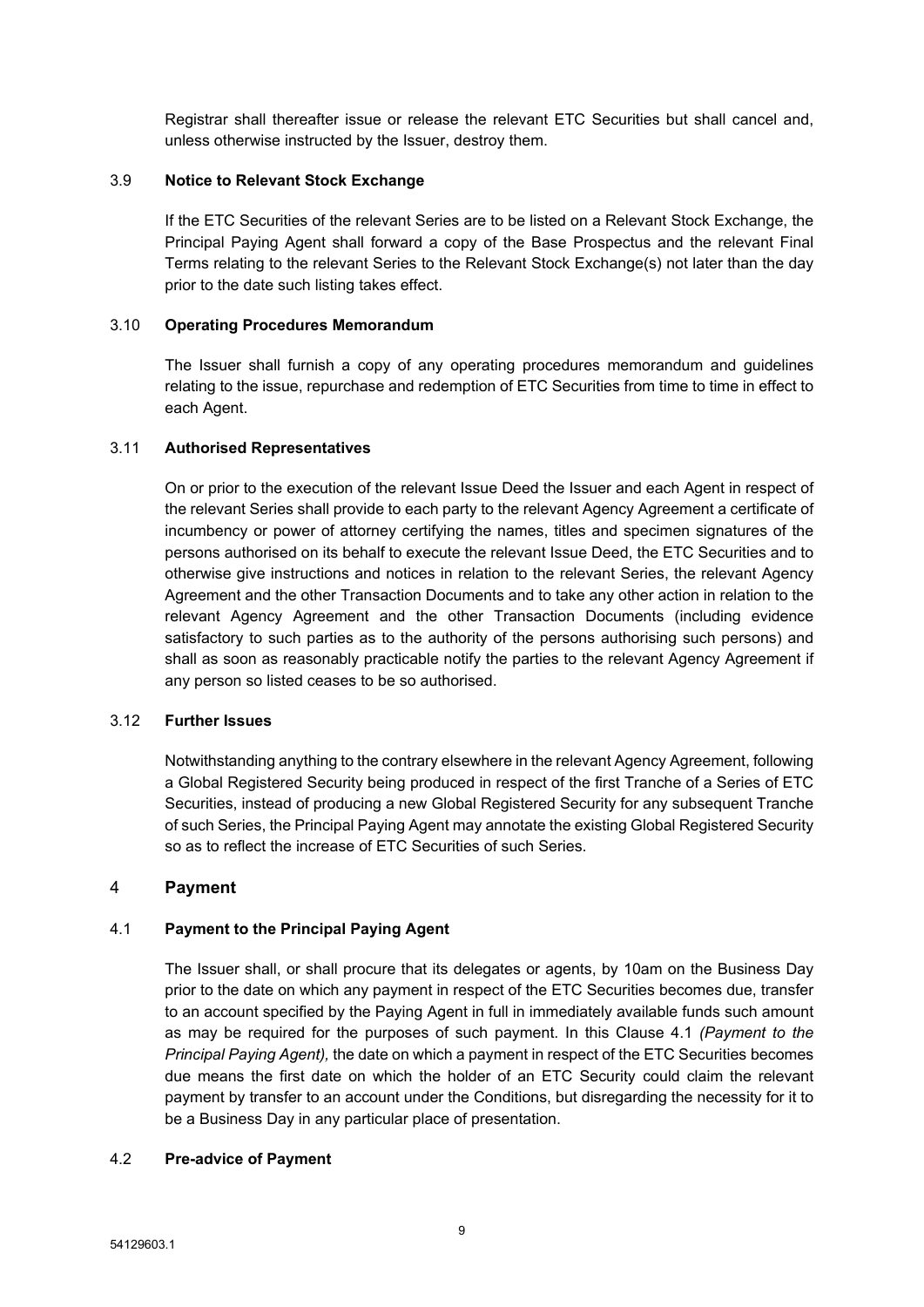Registrar shall thereafter issue or release the relevant ETC Securities but shall cancel and, unless otherwise instructed by the Issuer, destroy them.

### 3.9 Notice to Relevant Stock Exchange

If the ETC Securities of the relevant Series are to be listed on a Relevant Stock Exchange, the Principal Paying Agent shall forward a copy of the Base Prospectus and the relevant Final Terms relating to the relevant Series to the Relevant Stock Exchange(s) not later than the day prior to the date such listing takes effect.

### 3.10 Operating Procedures Memorandum

The Issuer shall furnish a copy of any operating procedures memorandum and guidelines relating to the issue, repurchase and redemption of ETC Securities from time to time in effect to each Agent.

### 3.11 Authorised Representatives

On or prior to the execution of the relevant Issue Deed the Issuer and each Agent in respect of the relevant Series shall provide to each party to the relevant Agency Agreement a certificate of incumbency or power of attorney certifying the names, titles and specimen signatures of the persons authorised on its behalf to execute the relevant Issue Deed, the ETC Securities and to otherwise give instructions and notices in relation to the relevant Series, the relevant Agency Agreement and the other Transaction Documents and to take any other action in relation to the relevant Agency Agreement and the other Transaction Documents (including evidence satisfactory to such parties as to the authority of the persons authorising such persons) and shall as soon as reasonably practicable notify the parties to the relevant Agency Agreement if any person so listed ceases to be so authorised.

### 3.12 Further Issues

Notwithstanding anything to the contrary elsewhere in the relevant Agency Agreement, following a Global Registered Security being produced in respect of the first Tranche of a Series of ETC Securities, instead of producing a new Global Registered Security for any subsequent Tranche of such Series, the Principal Paying Agent may annotate the existing Global Registered Security so as to reflect the increase of ETC Securities of such Series.

## 4 Payment

### 4.1 Payment to the Principal Paying Agent

The Issuer shall, or shall procure that its delegates or agents, by 10am on the Business Day prior to the date on which any payment in respect of the ETC Securities becomes due, transfer to an account specified by the Paying Agent in full in immediately available funds such amount as may be required for the purposes of such payment. In this Clause 4.1 *(Payment to the Principal Paying Agent),* the date on which a payment in respect of the ETC Securities becomes due means the first date on which the holder of an ETC Security could claim the relevant payment by transfer to an account under the Conditions, but disregarding the necessity for it to be a Business Day in any particular place of presentation.

### 4.2 Pre-advice of Payment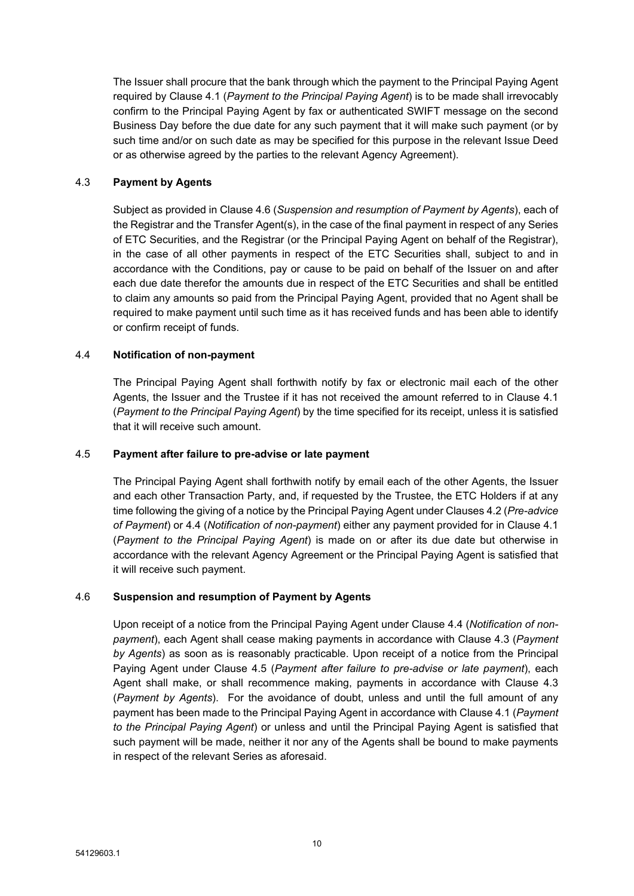The Issuer shall procure that the bank through which the payment to the Principal Paying Agent required by Clause 4.1 (*Payment to the Principal Paying Agent*) is to be made shall irrevocably confirm to the Principal Paying Agent by fax or authenticated SWIFT message on the second Business Day before the due date for any such payment that it will make such payment (or by such time and/or on such date as may be specified for this purpose in the relevant Issue Deed or as otherwise agreed by the parties to the relevant Agency Agreement).

### 4.3 **Payment by Agents**

Subject as provided in Clause 4.6 (*Suspension and resumption of Payment by Agents*), each of the Registrar and the Transfer Agent(s), in the case of the final payment in respect of any Series of ETC Securities, and the Registrar (or the Principal Paying Agent on behalf of the Registrar), in the case of all other payments in respect of the ETC Securities shall, subject to and in accordance with the Conditions, pay or cause to be paid on behalf of the Issuer on and after each due date therefor the amounts due in respect of the ETC Securities and shall be entitled to claim any amounts so paid from the Principal Paying Agent, provided that no Agent shall be required to make payment until such time as it has received funds and has been able to identify or confirm receipt of funds.

### 4.4 **Notification of non-payment**

The Principal Paying Agent shall forthwith notify by fax or electronic mail each of the other Agents, the Issuer and the Trustee if it has not received the amount referred to in Clause 4.1 (*Payment to the Principal Paying Agent*) by the time specified for its receipt, unless it is satisfied that it will receive such amount.

### 4.5 **Payment after failure to pre-advise or late payment**

The Principal Paying Agent shall forthwith notify by email each of the other Agents, the Issuer and each other Transaction Party, and, if requested by the Trustee, the ETC Holders if at any time following the giving of a notice by the Principal Paying Agent under Clauses 4.2 (*Pre-advice of Payment*) or 4.4 (*Notification of non-payment*) either any payment provided for in Clause 4.1 (*Payment to the Principal Paying Agent*) is made on or after its due date but otherwise in accordance with the relevant Agency Agreement or the Principal Paying Agent is satisfied that it will receive such payment.

### 4.6 **Suspension and resumption of Payment by Agents**

Upon receipt of a notice from the Principal Paying Agent under Clause 4.4 (*Notification of non-payment*), each Agent shall cease making payments in accordance with Clause 4.3 (*Payment by Agents*) as soon as is reasonably practicable. Upon receipt of a notice from the Principal Paying Agent under Clause 4.5 (*Payment after failure to pre-advise or late payment*), each Agent shall make, or shall recommence making, payments in accordance with Clause 4.3 (*Payment by Agents*). For the avoidance of doubt, unless and until the full amount of any payment has been made to the Principal Paying Agent in accordance with Clause 4.1 (*Payment to the Principal Paying Agent*) or unless and until the Principal Paying Agent is satisfied that such payment will be made, neither it nor any of the Agents shall be bound to make payments in respect of the relevant Series as aforesaid.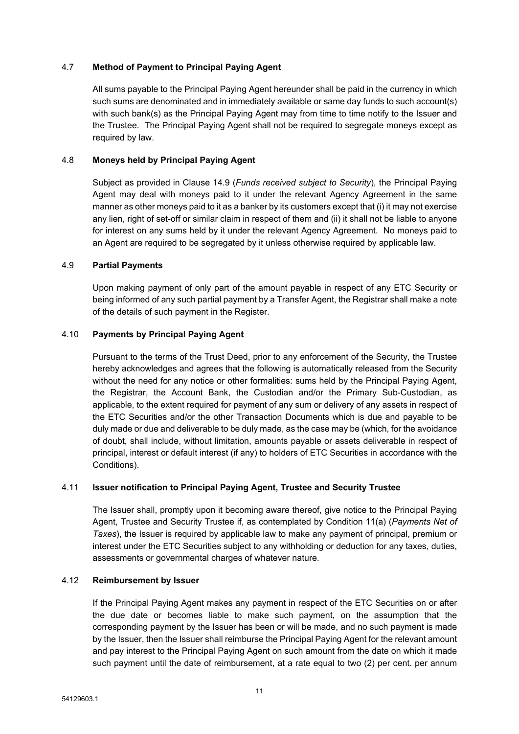### 4.7 **Method of Payment to Principal Paying Agent**

All sums payable to the Principal Paying Agent hereunder shall be paid in the currency in which such sums are denominated and in immediately available or same day funds to such account(s) with such bank(s) as the Principal Paying Agent may from time to time notify to the Issuer and the Trustee. The Principal Paying Agent shall not be required to segregate moneys except as required by law.

### 4.8 **Moneys held by Principal Paying Agent**

Subject as provided in Clause 14.9 (*Funds received subject to Security*), the Principal Paying Agent may deal with moneys paid to it under the relevant Agency Agreement in the same manner as other moneys paid to it as a banker by its customers except that (i) it may not exercise any lien, right of set-off or similar claim in respect of them and (ii) it shall not be liable to anyone for interest on any sums held by it under the relevant Agency Agreement. No moneys paid to an Agent are required to be segregated by it unless otherwise required by applicable law.

### 4.9 **Partial Payments**

Upon making payment of only part of the amount payable in respect of any ETC Security or being informed of any such partial payment by a Transfer Agent, the Registrar shall make a note of the details of such payment in the Register.

### 4.10 **Payments by Principal Paying Agent**

Pursuant to the terms of the Trust Deed, prior to any enforcement of the Security, the Trustee hereby acknowledges and agrees that the following is automatically released from the Security without the need for any notice or other formalities: sums held by the Principal Paying Agent, the Registrar, the Account Bank, the Custodian and/or the Primary Sub-Custodian, as applicable, to the extent required for payment of any sum or delivery of any assets in respect of the ETC Securities and/or the other Transaction Documents which is due and payable to be duly made or due and deliverable to be duly made, as the case may be (which, for the avoidance of doubt, shall include, without limitation, amounts payable or assets deliverable in respect of principal, interest or default interest (if any) to holders of ETC Securities in accordance with the Conditions).

### 4.11 **Issuer notification to Principal Paying Agent, Trustee and Security Trustee**

The Issuer shall, promptly upon it becoming aware thereof, give notice to the Principal Paying Agent, Trustee and Security Trustee if, as contemplated by Condition 11(a) (*Payments Net of Taxes*), the Issuer is required by applicable law to make any payment of principal, premium or interest under the ETC Securities subject to any withholding or deduction for any taxes, duties, assessments or governmental charges of whatever nature.

### 4.12 **Reimbursement by Issuer**

If the Principal Paying Agent makes any payment in respect of the ETC Securities on or after the due date or becomes liable to make such payment, on the assumption that the corresponding payment by the Issuer has been or will be made, and no such payment is made by the Issuer, then the Issuer shall reimburse the Principal Paying Agent for the relevant amount and pay interest to the Principal Paying Agent on such amount from the date on which it made such payment until the date of reimbursement, at a rate equal to two (2) per cent. per annum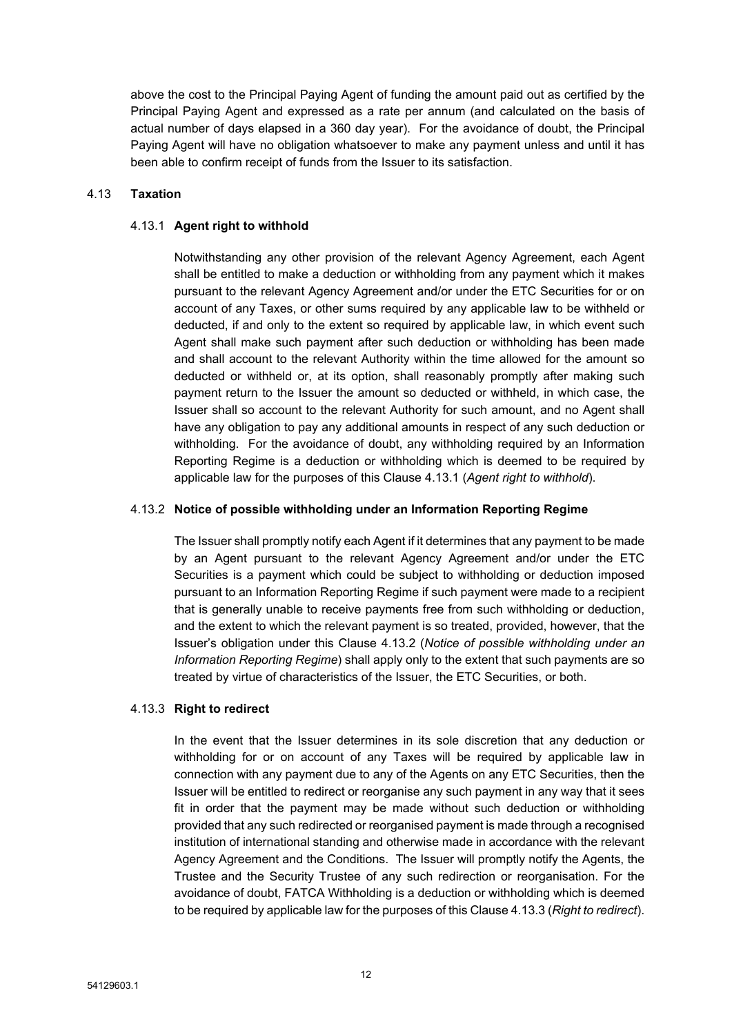above the cost to the Principal Paying Agent of funding the amount paid out as certified by the Principal Paying Agent and expressed as a rate per annum (and calculated on the basis of actual number of days elapsed in a 360 day year). For the avoidance of doubt, the Principal Paying Agent will have no obligation whatsoever to make any payment unless and until it has been able to confirm receipt of funds from the Issuer to its satisfaction.

### 4.13 **Taxation**

#### 4.13.1 **Agent right to withhold**

Notwithstanding any other provision of the relevant Agency Agreement, each Agent shall be entitled to make a deduction or withholding from any payment which it makes pursuant to the relevant Agency Agreement and/or under the ETC Securities for or on account of any Taxes, or other sums required by any applicable law to be withheld or deducted, if and only to the extent so required by applicable law, in which event such Agent shall make such payment after such deduction or withholding has been made and shall account to the relevant Authority within the time allowed for the amount so deducted or withheld or, at its option, shall reasonably promptly after making such payment return to the Issuer the amount so deducted or withheld, in which case, the Issuer shall so account to the relevant Authority for such amount, and no Agent shall have any obligation to pay any additional amounts in respect of any such deduction or withholding. For the avoidance of doubt, any withholding required by an Information Reporting Regime is a deduction or withholding which is deemed to be required by applicable law for the purposes of this Clause 4.13.1 (*Agent right to withhold*).

#### 4.13.2 **Notice of possible withholding under an Information Reporting Regime**

The Issuer shall promptly notify each Agent if it determines that any payment to be made by an Agent pursuant to the relevant Agency Agreement and/or under the ETC Securities is a payment which could be subject to withholding or deduction imposed pursuant to an Information Reporting Regime if such payment were made to a recipient that is generally unable to receive payments free from such withholding or deduction, and the extent to which the relevant payment is so treated, provided, however, that the Issuer's obligation under this Clause 4.13.2 (*Notice of possible withholding under an Information Reporting Regime*) shall apply only to the extent that such payments are so treated by virtue of characteristics of the Issuer, the ETC Securities, or both.

#### 4.13.3 **Right to redirect**

In the event that the Issuer determines in its sole discretion that any deduction or withholding for or on account of any Taxes will be required by applicable law in connection with any payment due to any of the Agents on any ETC Securities, then the Issuer will be entitled to redirect or reorganise any such payment in any way that it sees fit in order that the payment may be made without such deduction or withholding provided that any such redirected or reorganised payment is made through a recognised institution of international standing and otherwise made in accordance with the relevant Agency Agreement and the Conditions. The Issuer will promptly notify the Agents, the Trustee and the Security Trustee of any such redirection or reorganisation. For the avoidance of doubt, FATCA Withholding is a deduction or withholding which is deemed to be required by applicable law for the purposes of this Clause 4.13.3 (*Right to redirect*).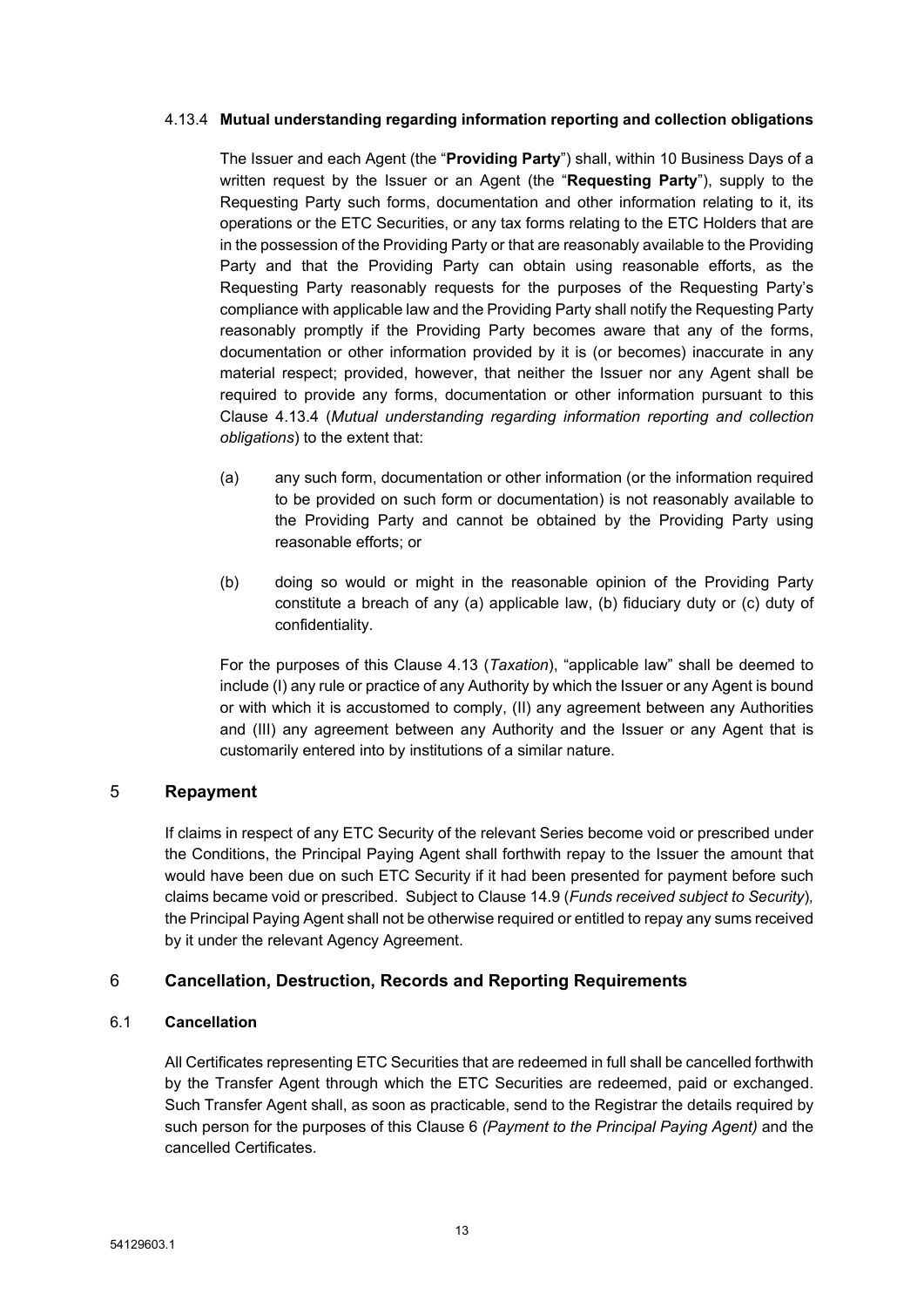#### 4.13.4 **Mutual understanding regarding information reporting and collection obligations**

The Issuer and each Agent (the "**Providing Party**") shall, within 10 Business Days of a written request by the Issuer or an Agent (the "**Requesting Party**"), supply to the Requesting Party such forms, documentation and other information relating to it, its operations or the ETC Securities, or any tax forms relating to the ETC Holders that are in the possession of the Providing Party or that are reasonably available to the Providing Party and that the Providing Party can obtain using reasonable efforts, as the Requesting Party reasonably requests for the purposes of the Requesting Party's compliance with applicable law and the Providing Party shall notify the Requesting Party reasonably promptly if the Providing Party becomes aware that any of the forms, documentation or other information provided by it is (or becomes) inaccurate in any material respect; provided, however, that neither the Issuer nor any Agent shall be required to provide any forms, documentation or other information pursuant to this Clause 4.13.4 (*Mutual understanding regarding information reporting and collection obligations*) to the extent that:

(a) any such form, documentation or other information (or the information required to be provided on such form or documentation) is not reasonably available to the Providing Party and cannot be obtained by the Providing Party using reasonable efforts; or

(b) doing so would or might in the reasonable opinion of the Providing Party constitute a breach of any (a) applicable law, (b) fiduciary duty or (c) duty of confidentiality.

For the purposes of this Clause 4.13 (*Taxation*), "applicable law" shall be deemed to include (I) any rule or practice of any Authority by which the Issuer or any Agent is bound or with which it is accustomed to comply, (II) any agreement between any Authorities and (III) any agreement between any Authority and the Issuer or any Agent that is customarily entered into by institutions of a similar nature.

## 5 Repayment

If claims in respect of any ETC Security of the relevant Series become void or prescribed under the Conditions, the Principal Paying Agent shall forthwith repay to the Issuer the amount that would have been due on such ETC Security if it had been presented for payment before such claims became void or prescribed. Subject to Clause 14.9 (*Funds received subject to Security*), the Principal Paying Agent shall not be otherwise required or entitled to repay any sums received by it under the relevant Agency Agreement.

## 6 Cancellation, Destruction, Records and Reporting Requirements

### 6.1 Cancellation

All Certificates representing ETC Securities that are redeemed in full shall be cancelled forthwith by the Transfer Agent through which the ETC Securities are redeemed, paid or exchanged. Such Transfer Agent shall, as soon as practicable, send to the Registrar the details required by such person for the purposes of this Clause 6 *(Payment to the Principal Paying Agent)* and the cancelled Certificates.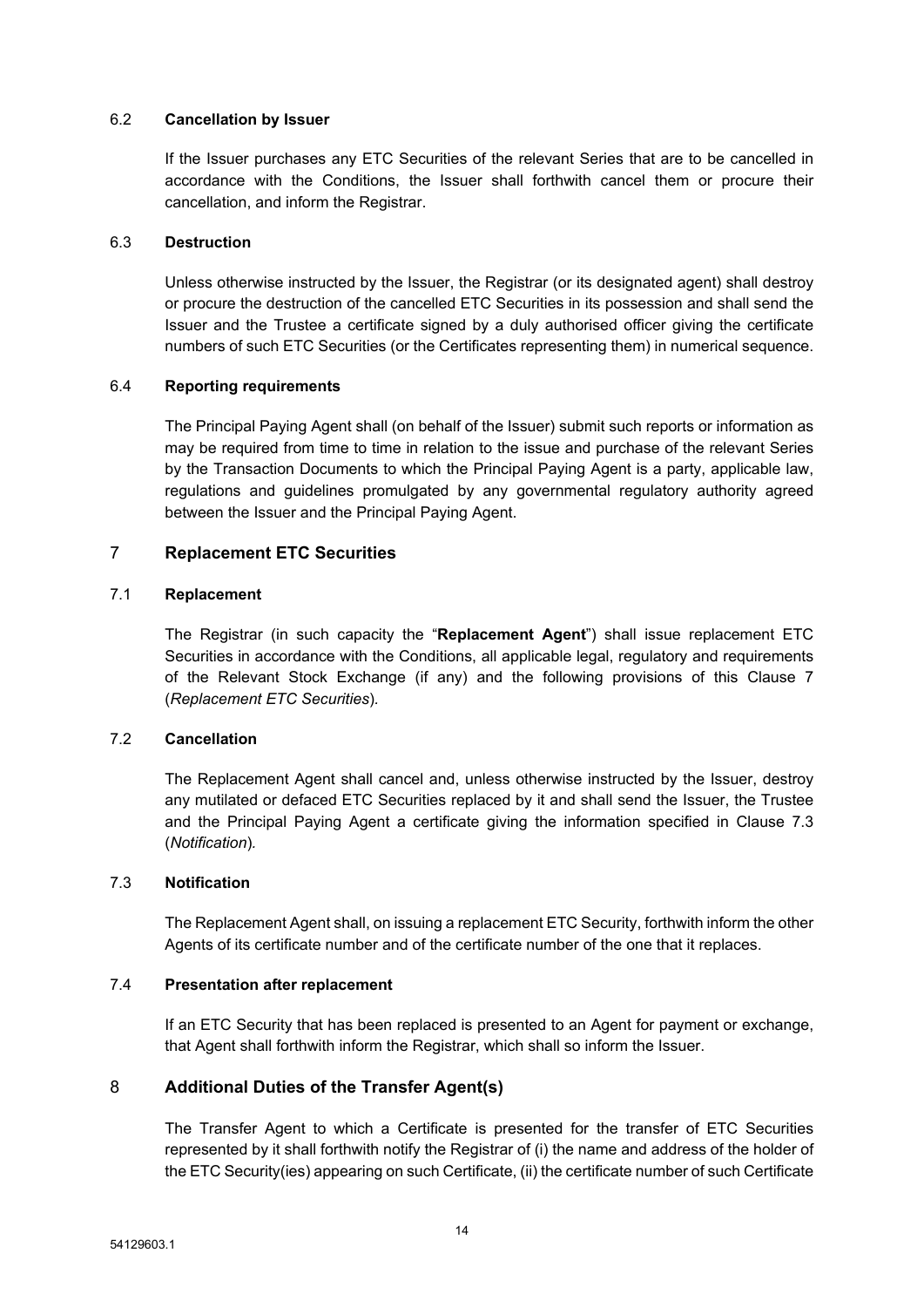6.2 **Cancellation by Issuer**

If the Issuer purchases any ETC Securities of the relevant Series that are to be cancelled in accordance with the Conditions, the Issuer shall forthwith cancel them or procure their cancellation, and inform the Registrar.

6.3 **Destruction**

Unless otherwise instructed by the Issuer, the Registrar (or its designated agent) shall destroy or procure the destruction of the cancelled ETC Securities in its possession and shall send the Issuer and the Trustee a certificate signed by a duly authorised officer giving the certificate numbers of such ETC Securities (or the Certificates representing them) in numerical sequence.

6.4 **Reporting requirements**

The Principal Paying Agent shall (on behalf of the Issuer) submit such reports or information as may be required from time to time in relation to the issue and purchase of the relevant Series by the Transaction Documents to which the Principal Paying Agent is a party, applicable law, regulations and guidelines promulgated by any governmental regulatory authority agreed between the Issuer and the Principal Paying Agent.

## 7 Replacement ETC Securities

7.1 **Replacement**

The Registrar (in such capacity the "**Replacement Agent**") shall issue replacement ETC Securities in accordance with the Conditions, all applicable legal, regulatory and requirements of the Relevant Stock Exchange (if any) and the following provisions of this Clause 7 (*Replacement ETC Securities*).

7.2 **Cancellation**

The Replacement Agent shall cancel and, unless otherwise instructed by the Issuer, destroy any mutilated or defaced ETC Securities replaced by it and shall send the Issuer, the Trustee and the Principal Paying Agent a certificate giving the information specified in Clause 7.3 (*Notification*).

7.3 **Notification**

The Replacement Agent shall, on issuing a replacement ETC Security, forthwith inform the other Agents of its certificate number and of the certificate number of the one that it replaces.

7.4 **Presentation after replacement**

If an ETC Security that has been replaced is presented to an Agent for payment or exchange, that Agent shall forthwith inform the Registrar, which shall so inform the Issuer.

## 8 Additional Duties of the Transfer Agent(s)

The Transfer Agent to which a Certificate is presented for the transfer of ETC Securities represented by it shall forthwith notify the Registrar of (i) the name and address of the holder of the ETC Security(ies) appearing on such Certificate, (ii) the certificate number of such Certificate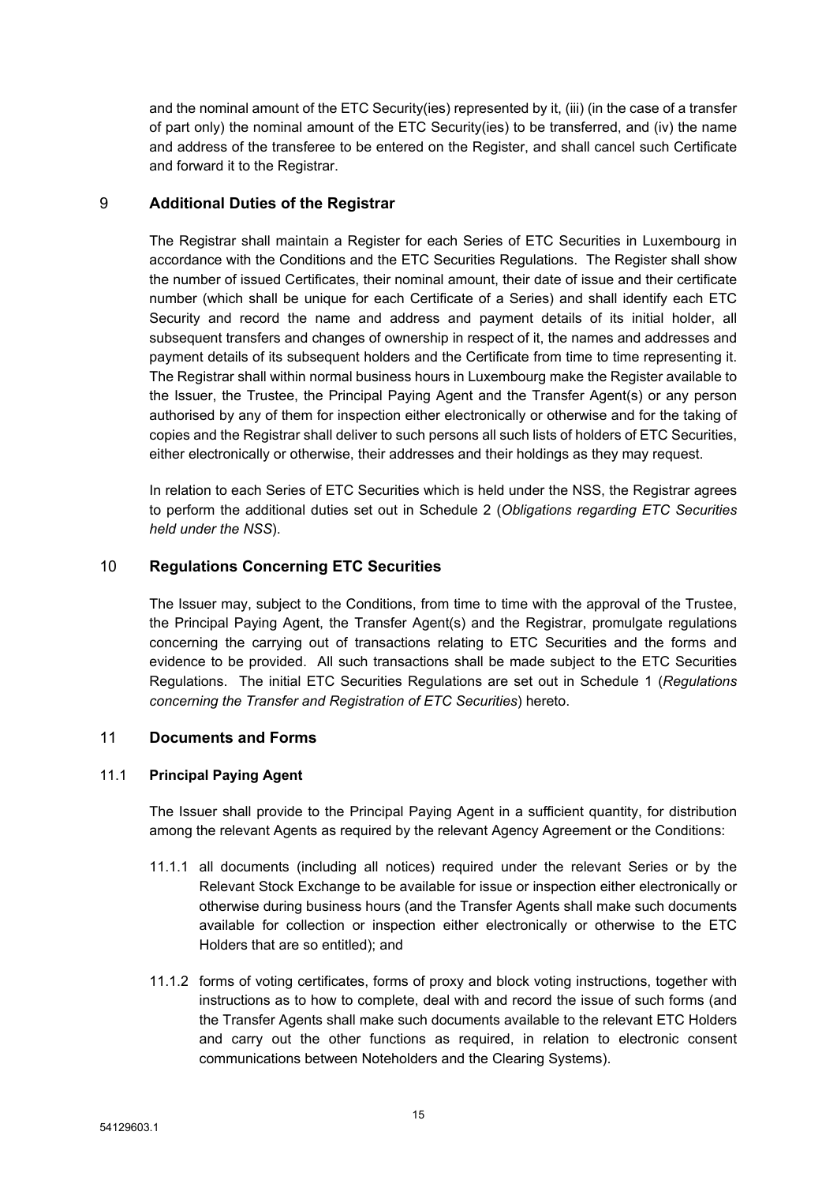and the nominal amount of the ETC Security(ies) represented by it, (iii) (in the case of a transfer of part only) the nominal amount of the ETC Security(ies) to be transferred, and (iv) the name and address of the transferee to be entered on the Register, and shall cancel such Certificate and forward it to the Registrar.

## 9 Additional Duties of the Registrar

The Registrar shall maintain a Register for each Series of ETC Securities in Luxembourg in accordance with the Conditions and the ETC Securities Regulations. The Register shall show the number of issued Certificates, their nominal amount, their date of issue and their certificate number (which shall be unique for each Certificate of a Series) and shall identify each ETC Security and record the name and address and payment details of its initial holder, all subsequent transfers and changes of ownership in respect of it, the names and addresses and payment details of its subsequent holders and the Certificate from time to time representing it. The Registrar shall within normal business hours in Luxembourg make the Register available to the Issuer, the Trustee, the Principal Paying Agent and the Transfer Agent(s) or any person authorised by any of them for inspection either electronically or otherwise and for the taking of copies and the Registrar shall deliver to such persons all such lists of holders of ETC Securities, either electronically or otherwise, their addresses and their holdings as they may request.

In relation to each Series of ETC Securities which is held under the NSS, the Registrar agrees to perform the additional duties set out in Schedule 2 (*Obligations regarding ETC Securities held under the NSS*).

## 10 Regulations Concerning ETC Securities

The Issuer may, subject to the Conditions, from time to time with the approval of the Trustee, the Principal Paying Agent, the Transfer Agent(s) and the Registrar, promulgate regulations concerning the carrying out of transactions relating to ETC Securities and the forms and evidence to be provided. All such transactions shall be made subject to the ETC Securities Regulations. The initial ETC Securities Regulations are set out in Schedule 1 (*Regulations concerning the Transfer and Registration of ETC Securities*) hereto.

## 11 Documents and Forms

### 11.1 Principal Paying Agent

The Issuer shall provide to the Principal Paying Agent in a sufficient quantity, for distribution among the relevant Agents as required by the relevant Agency Agreement or the Conditions:

11.1.1 all documents (including all notices) required under the relevant Series or by the Relevant Stock Exchange to be available for issue or inspection either electronically or otherwise during business hours (and the Transfer Agents shall make such documents available for collection or inspection either electronically or otherwise to the ETC Holders that are so entitled); and

11.1.2 forms of voting certificates, forms of proxy and block voting instructions, together with instructions as to how to complete, deal with and record the issue of such forms (and the Transfer Agents shall make such documents available to the relevant ETC Holders and carry out the other functions as required, in relation to electronic consent communications between Noteholders and the Clearing Systems).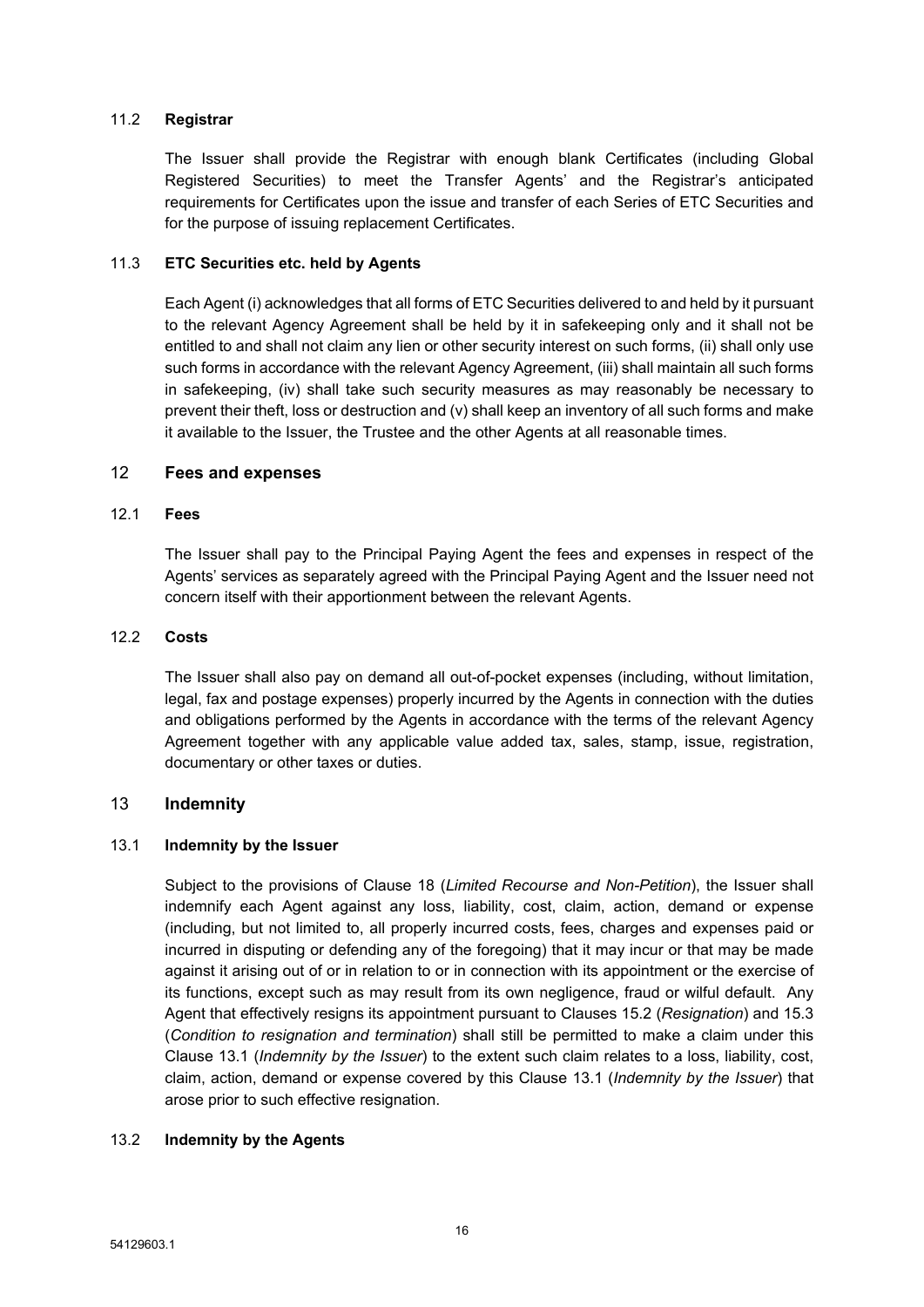### 11.2 **Registrar**

The Issuer shall provide the Registrar with enough blank Certificates (including Global Registered Securities) to meet the Transfer Agents' and the Registrar's anticipated requirements for Certificates upon the issue and transfer of each Series of ETC Securities and for the purpose of issuing replacement Certificates.

### 11.3 **ETC Securities etc. held by Agents**

Each Agent (i) acknowledges that all forms of ETC Securities delivered to and held by it pursuant to the relevant Agency Agreement shall be held by it in safekeeping only and it shall not be entitled to and shall not claim any lien or other security interest on such forms, (ii) shall only use such forms in accordance with the relevant Agency Agreement, (iii) shall maintain all such forms in safekeeping, (iv) shall take such security measures as may reasonably be necessary to prevent their theft, loss or destruction and (v) shall keep an inventory of all such forms and make it available to the Issuer, the Trustee and the other Agents at all reasonable times.

## 12 **Fees and expenses**

### 12.1 **Fees**

The Issuer shall pay to the Principal Paying Agent the fees and expenses in respect of the Agents' services as separately agreed with the Principal Paying Agent and the Issuer need not concern itself with their apportionment between the relevant Agents.

### 12.2 **Costs**

The Issuer shall also pay on demand all out-of-pocket expenses (including, without limitation, legal, fax and postage expenses) properly incurred by the Agents in connection with the duties and obligations performed by the Agents in accordance with the terms of the relevant Agency Agreement together with any applicable value added tax, sales, stamp, issue, registration, documentary or other taxes or duties.

## 13 **Indemnity**

### 13.1 **Indemnity by the Issuer**

Subject to the provisions of Clause 18 (*Limited Recourse and Non-Petition*), the Issuer shall indemnify each Agent against any loss, liability, cost, claim, action, demand or expense (including, but not limited to, all properly incurred costs, fees, charges and expenses paid or incurred in disputing or defending any of the foregoing) that it may incur or that may be made against it arising out of or in relation to or in connection with its appointment or the exercise of its functions, except such as may result from its own negligence, fraud or wilful default. Any Agent that effectively resigns its appointment pursuant to Clauses 15.2 (*Resignation*) and 15.3 (*Condition to resignation and termination*) shall still be permitted to make a claim under this Clause 13.1 (*Indemnity by the Issuer*) to the extent such claim relates to a loss, liability, cost, claim, action, demand or expense covered by this Clause 13.1 (*Indemnity by the Issuer*) that arose prior to such effective resignation.

### 13.2 **Indemnity by the Agents**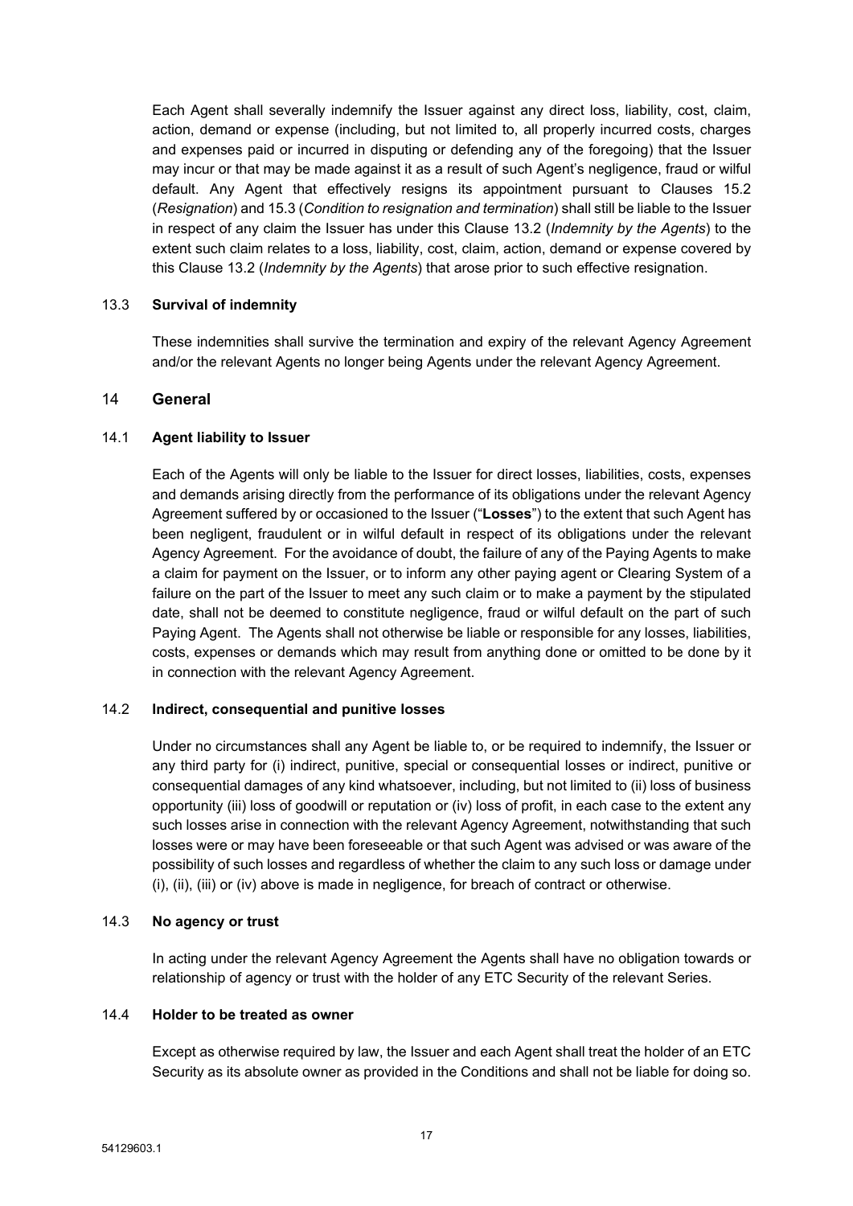Each Agent shall severally indemnify the Issuer against any direct loss, liability, cost, claim, action, demand or expense (including, but not limited to, all properly incurred costs, charges and expenses paid or incurred in disputing or defending any of the foregoing) that the Issuer may incur or that may be made against it as a result of such Agent's negligence, fraud or wilful default. Any Agent that effectively resigns its appointment pursuant to Clauses 15.2 (*Resignation*) and 15.3 (*Condition to resignation and termination*) shall still be liable to the Issuer in respect of any claim the Issuer has under this Clause 13.2 (*Indemnity by the Agents*) to the extent such claim relates to a loss, liability, cost, claim, action, demand or expense covered by this Clause 13.2 (*Indemnity by the Agents*) that arose prior to such effective resignation.

### 13.3 **Survival of indemnity**

These indemnities shall survive the termination and expiry of the relevant Agency Agreement and/or the relevant Agents no longer being Agents under the relevant Agency Agreement.

## 14 **General**

### 14.1 **Agent liability to Issuer**

Each of the Agents will only be liable to the Issuer for direct losses, liabilities, costs, expenses and demands arising directly from the performance of its obligations under the relevant Agency Agreement suffered by or occasioned to the Issuer ("**Losses**") to the extent that such Agent has been negligent, fraudulent or in wilful default in respect of its obligations under the relevant Agency Agreement. For the avoidance of doubt, the failure of any of the Paying Agents to make a claim for payment on the Issuer, or to inform any other paying agent or Clearing System of a failure on the part of the Issuer to meet any such claim or to make a payment by the stipulated date, shall not be deemed to constitute negligence, fraud or wilful default on the part of such Paying Agent. The Agents shall not otherwise be liable or responsible for any losses, liabilities, costs, expenses or demands which may result from anything done or omitted to be done by it in connection with the relevant Agency Agreement.

### 14.2 **Indirect, consequential and punitive losses**

Under no circumstances shall any Agent be liable to, or be required to indemnify, the Issuer or any third party for (i) indirect, punitive, special or consequential losses or indirect, punitive or consequential damages of any kind whatsoever, including, but not limited to (ii) loss of business opportunity (iii) loss of goodwill or reputation or (iv) loss of profit, in each case to the extent any such losses arise in connection with the relevant Agency Agreement, notwithstanding that such losses were or may have been foreseeable or that such Agent was advised or was aware of the possibility of such losses and regardless of whether the claim to any such loss or damage under (i), (ii), (iii) or (iv) above is made in negligence, for breach of contract or otherwise.

### 14.3 **No agency or trust**

In acting under the relevant Agency Agreement the Agents shall have no obligation towards or relationship of agency or trust with the holder of any ETC Security of the relevant Series.

### 14.4 **Holder to be treated as owner**

Except as otherwise required by law, the Issuer and each Agent shall treat the holder of an ETC Security as its absolute owner as provided in the Conditions and shall not be liable for doing so.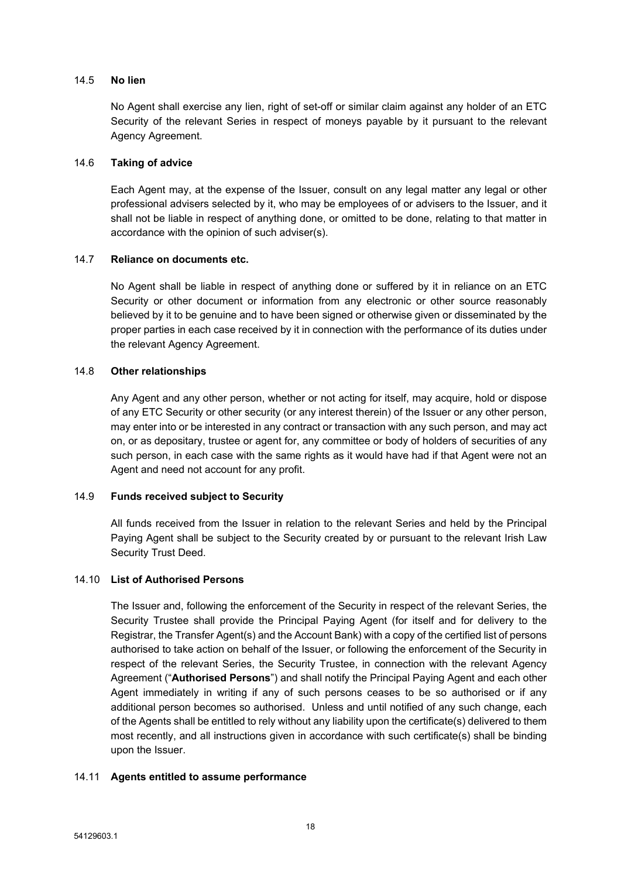### 14.5 **No lien**

No Agent shall exercise any lien, right of set-off or similar claim against any holder of an ETC Security of the relevant Series in respect of moneys payable by it pursuant to the relevant Agency Agreement.

### 14.6 **Taking of advice**

Each Agent may, at the expense of the Issuer, consult on any legal matter any legal or other professional advisers selected by it, who may be employees of or advisers to the Issuer, and it shall not be liable in respect of anything done, or omitted to be done, relating to that matter in accordance with the opinion of such adviser(s).

### 14.7 **Reliance on documents etc.**

No Agent shall be liable in respect of anything done or suffered by it in reliance on an ETC Security or other document or information from any electronic or other source reasonably believed by it to be genuine and to have been signed or otherwise given or disseminated by the proper parties in each case received by it in connection with the performance of its duties under the relevant Agency Agreement.

### 14.8 **Other relationships**

Any Agent and any other person, whether or not acting for itself, may acquire, hold or dispose of any ETC Security or other security (or any interest therein) of the Issuer or any other person, may enter into or be interested in any contract or transaction with any such person, and may act on, or as depositary, trustee or agent for, any committee or body of holders of securities of any such person, in each case with the same rights as it would have had if that Agent were not an Agent and need not account for any profit.

### 14.9 **Funds received subject to Security**

All funds received from the Issuer in relation to the relevant Series and held by the Principal Paying Agent shall be subject to the Security created by or pursuant to the relevant Irish Law Security Trust Deed.

### 14.10 **List of Authorised Persons**

The Issuer and, following the enforcement of the Security in respect of the relevant Series, the Security Trustee shall provide the Principal Paying Agent (for itself and for delivery to the Registrar, the Transfer Agent(s) and the Account Bank) with a copy of the certified list of persons authorised to take action on behalf of the Issuer, or following the enforcement of the Security in respect of the relevant Series, the Security Trustee, in connection with the relevant Agency Agreement ("**Authorised Persons**") and shall notify the Principal Paying Agent and each other Agent immediately in writing if any of such persons ceases to be so authorised or if any additional person becomes so authorised. Unless and until notified of any such change, each of the Agents shall be entitled to rely without any liability upon the certificate(s) delivered to them most recently, and all instructions given in accordance with such certificate(s) shall be binding upon the Issuer.

### 14.11 **Agents entitled to assume performance**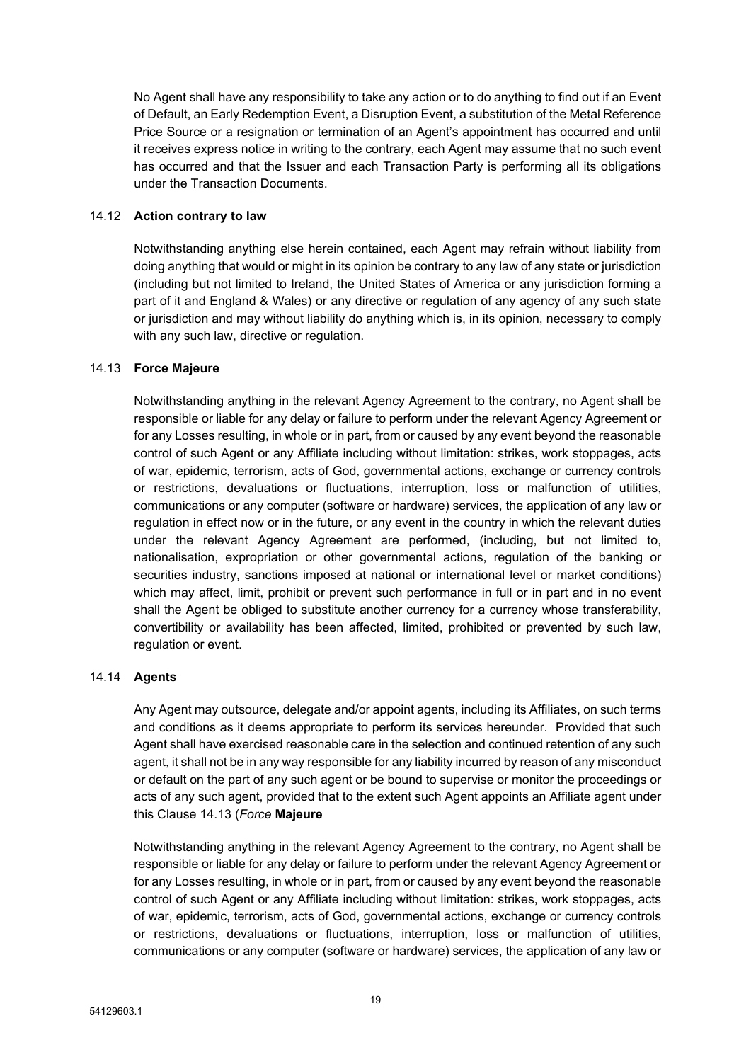No Agent shall have any responsibility to take any action or to do anything to find out if an Event of Default, an Early Redemption Event, a Disruption Event, a substitution of the Metal Reference Price Source or a resignation or termination of an Agent's appointment has occurred and until it receives express notice in writing to the contrary, each Agent may assume that no such event has occurred and that the Issuer and each Transaction Party is performing all its obligations under the Transaction Documents.

### 14.12 Action contrary to law

Notwithstanding anything else herein contained, each Agent may refrain without liability from doing anything that would or might in its opinion be contrary to any law of any state or jurisdiction (including but not limited to Ireland, the United States of America or any jurisdiction forming a part of it and England & Wales) or any directive or regulation of any agency of any such state or jurisdiction and may without liability do anything which is, in its opinion, necessary to comply with any such law, directive or regulation.

### 14.13 Force Majeure

Notwithstanding anything in the relevant Agency Agreement to the contrary, no Agent shall be responsible or liable for any delay or failure to perform under the relevant Agency Agreement or for any Losses resulting, in whole or in part, from or caused by any event beyond the reasonable control of such Agent or any Affiliate including without limitation: strikes, work stoppages, acts of war, epidemic, terrorism, acts of God, governmental actions, exchange or currency controls or restrictions, devaluations or fluctuations, interruption, loss or malfunction of utilities, communications or any computer (software or hardware) services, the application of any law or regulation in effect now or in the future, or any event in the country in which the relevant duties under the relevant Agency Agreement are performed, (including, but not limited to, nationalisation, expropriation or other governmental actions, regulation of the banking or securities industry, sanctions imposed at national or international level or market conditions) which may affect, limit, prohibit or prevent such performance in full or in part and in no event shall the Agent be obliged to substitute another currency for a currency whose transferability, convertibility or availability has been affected, limited, prohibited or prevented by such law, regulation or event.

### 14.14 Agents

Any Agent may outsource, delegate and/or appoint agents, including its Affiliates, on such terms and conditions as it deems appropriate to perform its services hereunder. Provided that such Agent shall have exercised reasonable care in the selection and continued retention of any such agent, it shall not be in any way responsible for any liability incurred by reason of any misconduct or default on the part of any such agent or be bound to supervise or monitor the proceedings or acts of any such agent, provided that to the extent such Agent appoints an Affiliate agent under this Clause 14.13 (*Force* **Majeure**

Notwithstanding anything in the relevant Agency Agreement to the contrary, no Agent shall be responsible or liable for any delay or failure to perform under the relevant Agency Agreement or for any Losses resulting, in whole or in part, from or caused by any event beyond the reasonable control of such Agent or any Affiliate including without limitation: strikes, work stoppages, acts of war, epidemic, terrorism, acts of God, governmental actions, exchange or currency controls or restrictions, devaluations or fluctuations, interruption, loss or malfunction of utilities, communications or any computer (software or hardware) services, the application of any law or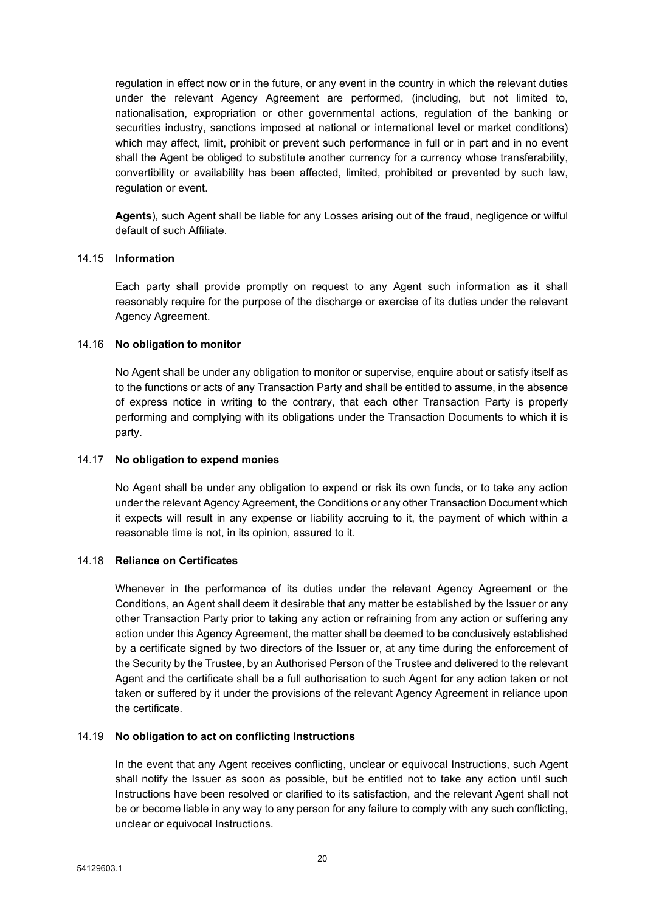regulation in effect now or in the future, or any event in the country in which the relevant duties under the relevant Agency Agreement are performed, (including, but not limited to, nationalisation, expropriation or other governmental actions, regulation of the banking or securities industry, sanctions imposed at national or international level or market conditions) which may affect, limit, prohibit or prevent such performance in full or in part and in no event shall the Agent be obliged to substitute another currency for a currency whose transferability, convertibility or availability has been affected, limited, prohibited or prevented by such law, regulation or event.

**Agents**), such Agent shall be liable for any Losses arising out of the fraud, negligence or wilful default of such Affiliate.

14.15 **Information**

Each party shall provide promptly on request to any Agent such information as it shall reasonably require for the purpose of the discharge or exercise of its duties under the relevant Agency Agreement.

14.16 **No obligation to monitor**

No Agent shall be under any obligation to monitor or supervise, enquire about or satisfy itself as to the functions or acts of any Transaction Party and shall be entitled to assume, in the absence of express notice in writing to the contrary, that each other Transaction Party is properly performing and complying with its obligations under the Transaction Documents to which it is party.

14.17 **No obligation to expend monies**

No Agent shall be under any obligation to expend or risk its own funds, or to take any action under the relevant Agency Agreement, the Conditions or any other Transaction Document which it expects will result in any expense or liability accruing to it, the payment of which within a reasonable time is not, in its opinion, assured to it.

14.18 **Reliance on Certificates**

Whenever in the performance of its duties under the relevant Agency Agreement or the Conditions, an Agent shall deem it desirable that any matter be established by the Issuer or any other Transaction Party prior to taking any action or refraining from any action or suffering any action under this Agency Agreement, the matter shall be deemed to be conclusively established by a certificate signed by two directors of the Issuer or, at any time during the enforcement of the Security by the Trustee, by an Authorised Person of the Trustee and delivered to the relevant Agent and the certificate shall be a full authorisation to such Agent for any action taken or not taken or suffered by it under the provisions of the relevant Agency Agreement in reliance upon the certificate.

14.19 **No obligation to act on conflicting Instructions**

In the event that any Agent receives conflicting, unclear or equivocal Instructions, such Agent shall notify the Issuer as soon as possible, but be entitled not to take any action until such Instructions have been resolved or clarified to its satisfaction, and the relevant Agent shall not be or become liable in any way to any person for any failure to comply with any such conflicting, unclear or equivocal Instructions.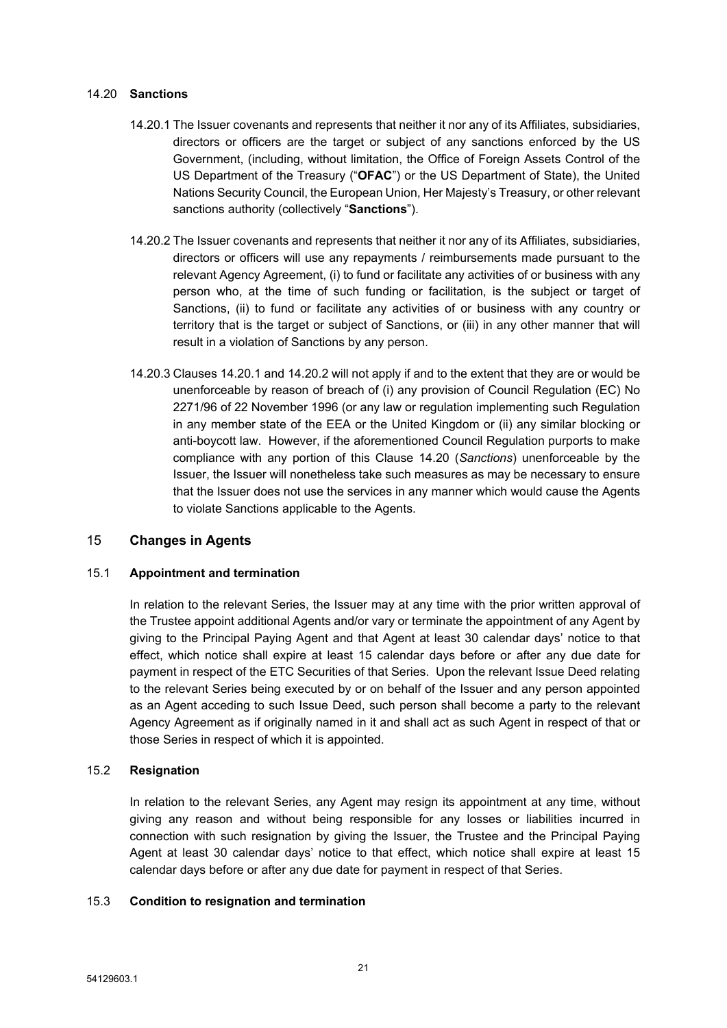#### 14.20 **Sanctions**

14.20.1 The Issuer covenants and represents that neither it nor any of its Affiliates, subsidiaries, directors or officers are the target or subject of any sanctions enforced by the US Government, (including, without limitation, the Office of Foreign Assets Control of the US Department of the Treasury ("**OFAC**") or the US Department of State), the United Nations Security Council, the European Union, Her Majesty's Treasury, or other relevant sanctions authority (collectively "**Sanctions**").

14.20.2 The Issuer covenants and represents that neither it nor any of its Affiliates, subsidiaries, directors or officers will use any repayments / reimbursements made pursuant to the relevant Agency Agreement, (i) to fund or facilitate any activities of or business with any person who, at the time of such funding or facilitation, is the subject or target of Sanctions, (ii) to fund or facilitate any activities of or business with any country or territory that is the target or subject of Sanctions, or (iii) in any other manner that will result in a violation of Sanctions by any person.

14.20.3 Clauses 14.20.1 and 14.20.2 will not apply if and to the extent that they are or would be unenforceable by reason of breach of (i) any provision of Council Regulation (EC) No 2271/96 of 22 November 1996 (or any law or regulation implementing such Regulation in any member state of the EEA or the United Kingdom or (ii) any similar blocking or anti-boycott law. However, if the aforementioned Council Regulation purports to make compliance with any portion of this Clause 14.20 (*Sanctions*) unenforceable by the Issuer, the Issuer will nonetheless take such measures as may be necessary to ensure that the Issuer does not use the services in any manner which would cause the Agents to violate Sanctions applicable to the Agents.

## 15 **Changes in Agents**

#### 15.1 **Appointment and termination**

In relation to the relevant Series, the Issuer may at any time with the prior written approval of the Trustee appoint additional Agents and/or vary or terminate the appointment of any Agent by giving to the Principal Paying Agent and that Agent at least 30 calendar days' notice to that effect, which notice shall expire at least 15 calendar days before or after any due date for payment in respect of the ETC Securities of that Series. Upon the relevant Issue Deed relating to the relevant Series being executed by or on behalf of the Issuer and any person appointed as an Agent acceding to such Issue Deed, such person shall become a party to the relevant Agency Agreement as if originally named in it and shall act as such Agent in respect of that or those Series in respect of which it is appointed.

#### 15.2 **Resignation**

In relation to the relevant Series, any Agent may resign its appointment at any time, without giving any reason and without being responsible for any losses or liabilities incurred in connection with such resignation by giving the Issuer, the Trustee and the Principal Paying Agent at least 30 calendar days' notice to that effect, which notice shall expire at least 15 calendar days before or after any due date for payment in respect of that Series.

#### 15.3 **Condition to resignation and termination**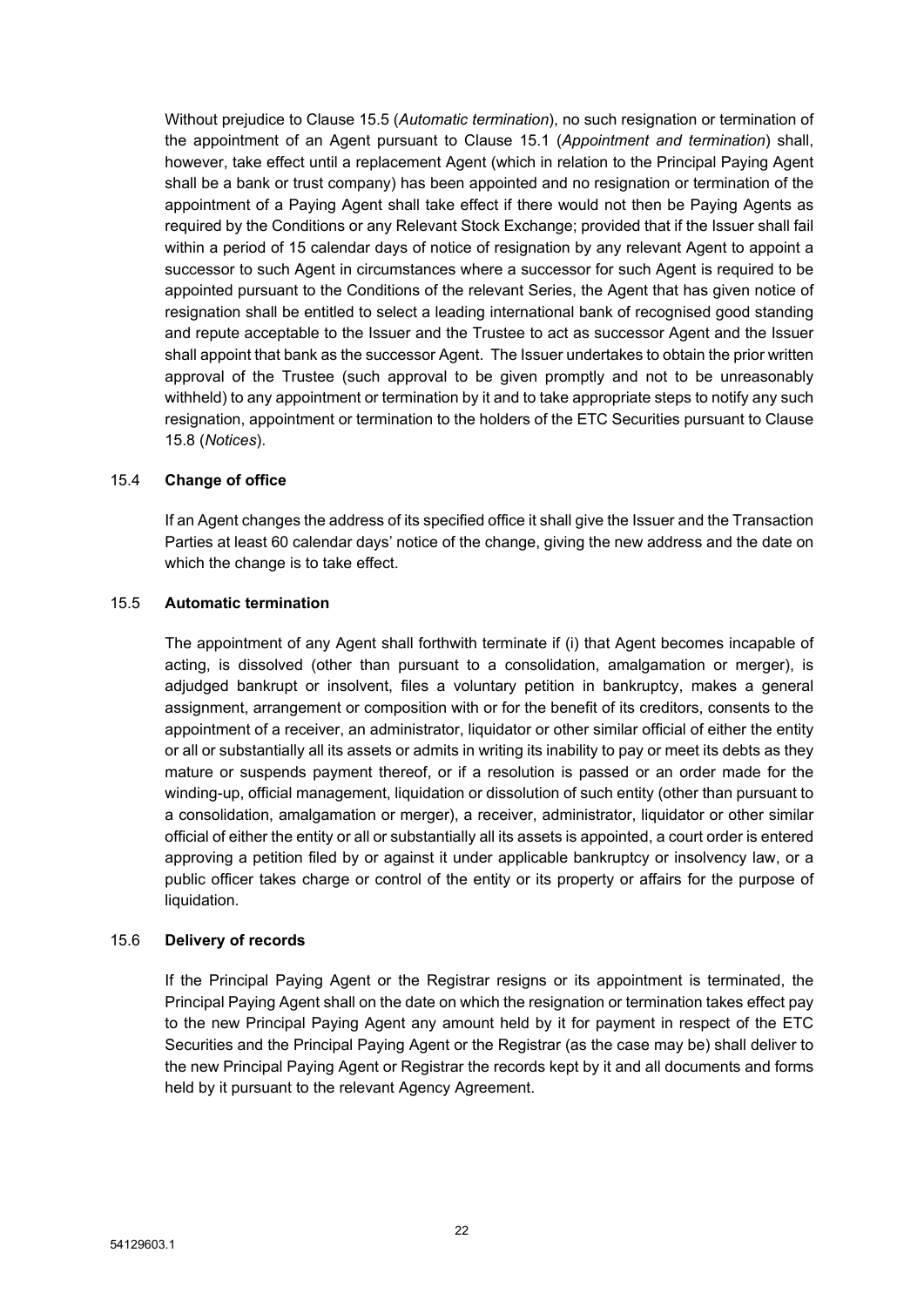Without prejudice to Clause 15.5 (*Automatic termination*), no such resignation or termination of the appointment of an Agent pursuant to Clause 15.1 (*Appointment and termination*) shall, however, take effect until a replacement Agent (which in relation to the Principal Paying Agent shall be a bank or trust company) has been appointed and no resignation or termination of the appointment of a Paying Agent shall take effect if there would not then be Paying Agents as required by the Conditions or any Relevant Stock Exchange; provided that if the Issuer shall fail within a period of 15 calendar days of notice of resignation by any relevant Agent to appoint a successor to such Agent in circumstances where a successor for such Agent is required to be appointed pursuant to the Conditions of the relevant Series, the Agent that has given notice of resignation shall be entitled to select a leading international bank of recognised good standing and repute acceptable to the Issuer and the Trustee to act as successor Agent and the Issuer shall appoint that bank as the successor Agent. The Issuer undertakes to obtain the prior written approval of the Trustee (such approval to be given promptly and not to be unreasonably withheld) to any appointment or termination by it and to take appropriate steps to notify any such resignation, appointment or termination to the holders of the ETC Securities pursuant to Clause 15.8 (*Notices*).

### 15.4 **Change of office**

If an Agent changes the address of its specified office it shall give the Issuer and the Transaction Parties at least 60 calendar days' notice of the change, giving the new address and the date on which the change is to take effect.

### 15.5 **Automatic termination**

The appointment of any Agent shall forthwith terminate if (i) that Agent becomes incapable of acting, is dissolved (other than pursuant to a consolidation, amalgamation or merger), is adjudged bankrupt or insolvent, files a voluntary petition in bankruptcy, makes a general assignment, arrangement or composition with or for the benefit of its creditors, consents to the appointment of a receiver, an administrator, liquidator or other similar official of either the entity or all or substantially all its assets or admits in writing its inability to pay or meet its debts as they mature or suspends payment thereof, or if a resolution is passed or an order made for the winding-up, official management, liquidation or dissolution of such entity (other than pursuant to a consolidation, amalgamation or merger), a receiver, administrator, liquidator or other similar official of either the entity or all or substantially all its assets is appointed, a court order is entered approving a petition filed by or against it under applicable bankruptcy or insolvency law, or a public officer takes charge or control of the entity or its property or affairs for the purpose of liquidation.

### 15.6 **Delivery of records**

If the Principal Paying Agent or the Registrar resigns or its appointment is terminated, the Principal Paying Agent shall on the date on which the resignation or termination takes effect pay to the new Principal Paying Agent any amount held by it for payment in respect of the ETC Securities and the Principal Paying Agent or the Registrar (as the case may be) shall deliver to the new Principal Paying Agent or Registrar the records kept by it and all documents and forms held by it pursuant to the relevant Agency Agreement.

54129603.1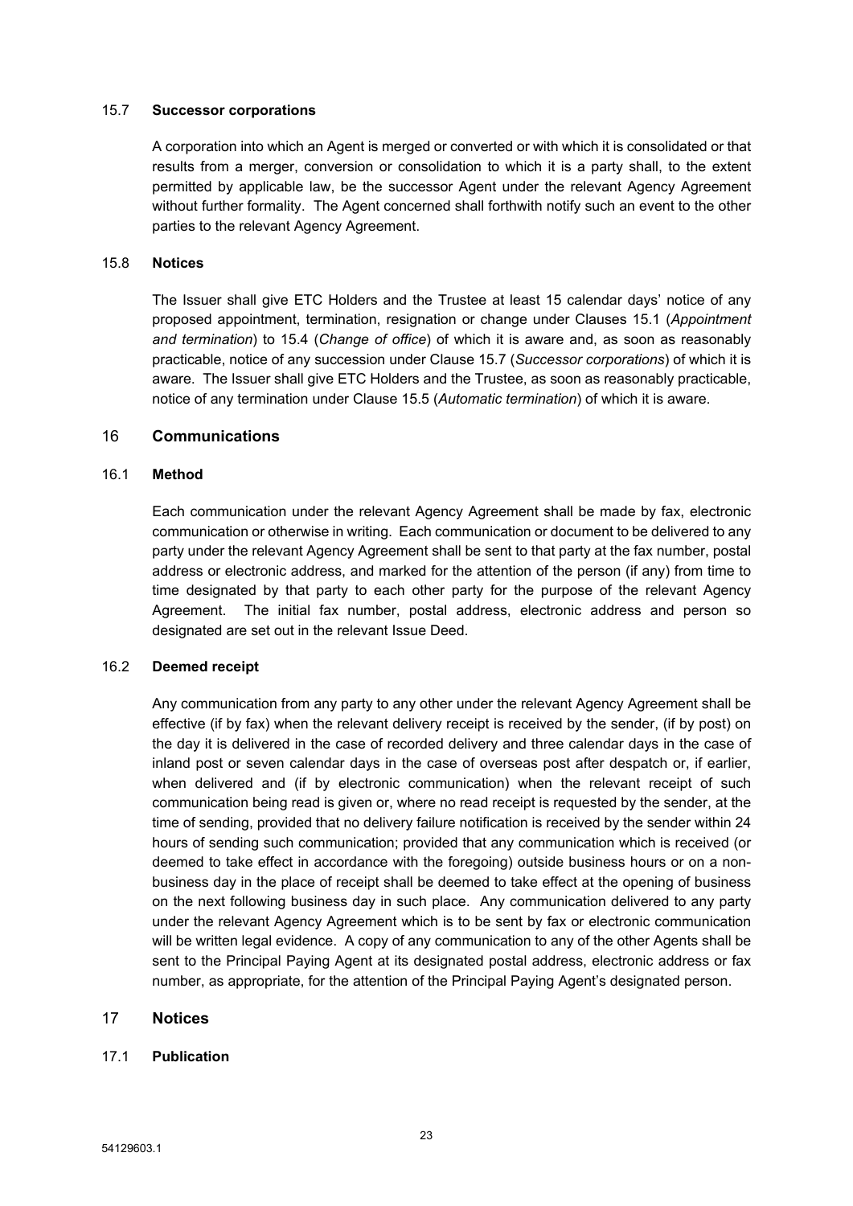### 15.7 **Successor corporations**

A corporation into which an Agent is merged or converted or with which it is consolidated or that results from a merger, conversion or consolidation to which it is a party shall, to the extent permitted by applicable law, be the successor Agent under the relevant Agency Agreement without further formality. The Agent concerned shall forthwith notify such an event to the other parties to the relevant Agency Agreement.

### 15.8 **Notices**

The Issuer shall give ETC Holders and the Trustee at least 15 calendar days' notice of any proposed appointment, termination, resignation or change under Clauses 15.1 (*Appointment and termination*) to 15.4 (*Change of office*) of which it is aware and, as soon as reasonably practicable, notice of any succession under Clause 15.7 (*Successor corporations*) of which it is aware. The Issuer shall give ETC Holders and the Trustee, as soon as reasonably practicable, notice of any termination under Clause 15.5 (*Automatic termination*) of which it is aware.

## 16 **Communications**

### 16.1 **Method**

Each communication under the relevant Agency Agreement shall be made by fax, electronic communication or otherwise in writing. Each communication or document to be delivered to any party under the relevant Agency Agreement shall be sent to that party at the fax number, postal address or electronic address, and marked for the attention of the person (if any) from time to time designated by that party to each other party for the purpose of the relevant Agency Agreement. The initial fax number, postal address, electronic address and person so designated are set out in the relevant Issue Deed.

### 16.2 **Deemed receipt**

Any communication from any party to any other under the relevant Agency Agreement shall be effective (if by fax) when the relevant delivery receipt is received by the sender, (if by post) on the day it is delivered in the case of recorded delivery and three calendar days in the case of inland post or seven calendar days in the case of overseas post after despatch or, if earlier, when delivered and (if by electronic communication) when the relevant receipt of such communication being read is given or, where no read receipt is requested by the sender, at the time of sending, provided that no delivery failure notification is received by the sender within 24 hours of sending such communication; provided that any communication which is received (or deemed to take effect in accordance with the foregoing) outside business hours or on a non-business day in the place of receipt shall be deemed to take effect at the opening of business on the next following business day in such place. Any communication delivered to any party under the relevant Agency Agreement which is to be sent by fax or electronic communication will be written legal evidence. A copy of any communication to any of the other Agents shall be sent to the Principal Paying Agent at its designated postal address, electronic address or fax number, as appropriate, for the attention of the Principal Paying Agent's designated person.

## 17 **Notices**

### 17.1 **Publication**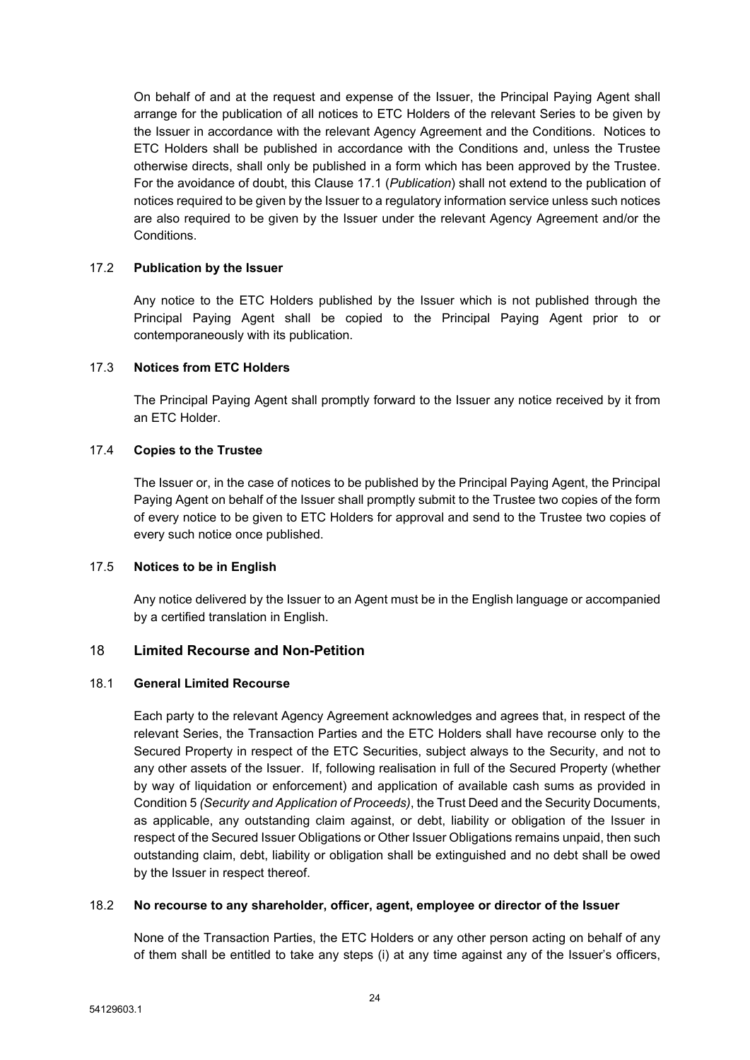On behalf of and at the request and expense of the Issuer, the Principal Paying Agent shall arrange for the publication of all notices to ETC Holders of the relevant Series to be given by the Issuer in accordance with the relevant Agency Agreement and the Conditions. Notices to ETC Holders shall be published in accordance with the Conditions and, unless the Trustee otherwise directs, shall only be published in a form which has been approved by the Trustee. For the avoidance of doubt, this Clause 17.1 (*Publication*) shall not extend to the publication of notices required to be given by the Issuer to a regulatory information service unless such notices are also required to be given by the Issuer under the relevant Agency Agreement and/or the Conditions.

### 17.2 **Publication by the Issuer**

Any notice to the ETC Holders published by the Issuer which is not published through the Principal Paying Agent shall be copied to the Principal Paying Agent prior to or contemporaneously with its publication.

### 17.3 **Notices from ETC Holders**

The Principal Paying Agent shall promptly forward to the Issuer any notice received by it from an ETC Holder.

### 17.4 **Copies to the Trustee**

The Issuer or, in the case of notices to be published by the Principal Paying Agent, the Principal Paying Agent on behalf of the Issuer shall promptly submit to the Trustee two copies of the form of every notice to be given to ETC Holders for approval and send to the Trustee two copies of every such notice once published.

### 17.5 **Notices to be in English**

Any notice delivered by the Issuer to an Agent must be in the English language or accompanied by a certified translation in English.

## 18 **Limited Recourse and Non-Petition**

### 18.1 **General Limited Recourse**

Each party to the relevant Agency Agreement acknowledges and agrees that, in respect of the relevant Series, the Transaction Parties and the ETC Holders shall have recourse only to the Secured Property in respect of the ETC Securities, subject always to the Security, and not to any other assets of the Issuer. If, following realisation in full of the Secured Property (whether by way of liquidation or enforcement) and application of available cash sums as provided in Condition 5 *(Security and Application of Proceeds)*, the Trust Deed and the Security Documents, as applicable, any outstanding claim against, or debt, liability or obligation of the Issuer in respect of the Secured Issuer Obligations or Other Issuer Obligations remains unpaid, then such outstanding claim, debt, liability or obligation shall be extinguished and no debt shall be owed by the Issuer in respect thereof.

### 18.2 **No recourse to any shareholder, officer, agent, employee or director of the Issuer**

None of the Transaction Parties, the ETC Holders or any other person acting on behalf of any of them shall be entitled to take any steps (i) at any time against any of the Issuer's officers,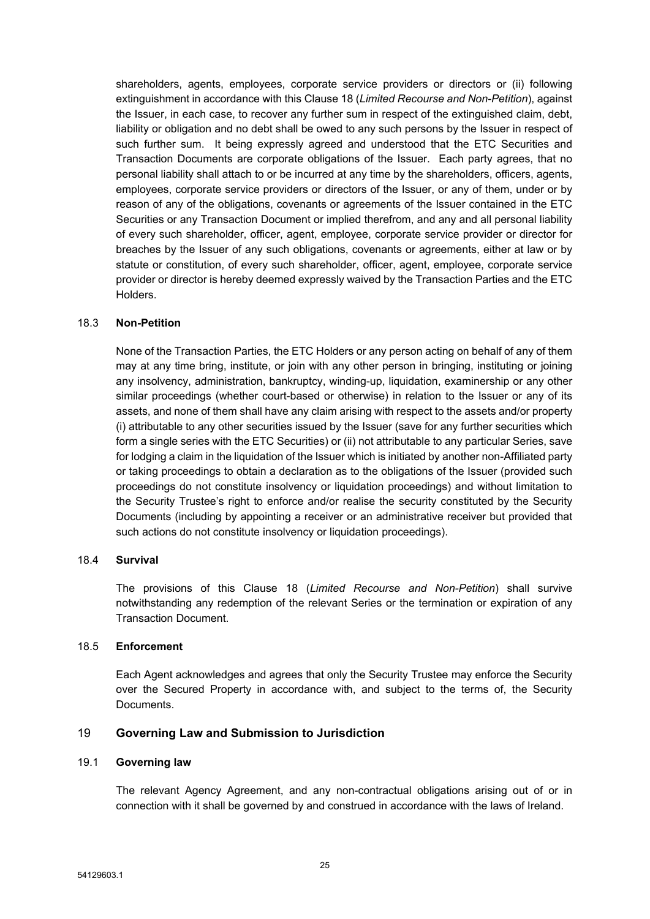shareholders, agents, employees, corporate service providers or directors or (ii) following extinguishment in accordance with this Clause 18 (*Limited Recourse and Non-Petition*), against the Issuer, in each case, to recover any further sum in respect of the extinguished claim, debt, liability or obligation and no debt shall be owed to any such persons by the Issuer in respect of such further sum. It being expressly agreed and understood that the ETC Securities and Transaction Documents are corporate obligations of the Issuer. Each party agrees, that no personal liability shall attach to or be incurred at any time by the shareholders, officers, agents, employees, corporate service providers or directors of the Issuer, or any of them, under or by reason of any of the obligations, covenants or agreements of the Issuer contained in the ETC Securities or any Transaction Document or implied therefrom, and any and all personal liability of every such shareholder, officer, agent, employee, corporate service provider or director for breaches by the Issuer of any such obligations, covenants or agreements, either at law or by statute or constitution, of every such shareholder, officer, agent, employee, corporate service provider or director is hereby deemed expressly waived by the Transaction Parties and the ETC Holders.

### 18.3 **Non-Petition**

None of the Transaction Parties, the ETC Holders or any person acting on behalf of any of them may at any time bring, institute, or join with any other person in bringing, instituting or joining any insolvency, administration, bankruptcy, winding-up, liquidation, examinership or any other similar proceedings (whether court-based or otherwise) in relation to the Issuer or any of its assets, and none of them shall have any claim arising with respect to the assets and/or property (i) attributable to any other securities issued by the Issuer (save for any further securities which form a single series with the ETC Securities) or (ii) not attributable to any particular Series, save for lodging a claim in the liquidation of the Issuer which is initiated by another non-Affiliated party or taking proceedings to obtain a declaration as to the obligations of the Issuer (provided such proceedings do not constitute insolvency or liquidation proceedings) and without limitation to the Security Trustee's right to enforce and/or realise the security constituted by the Security Documents (including by appointing a receiver or an administrative receiver but provided that such actions do not constitute insolvency or liquidation proceedings).

### 18.4 **Survival**

The provisions of this Clause 18 (*Limited Recourse and Non-Petition*) shall survive notwithstanding any redemption of the relevant Series or the termination or expiration of any Transaction Document.

### 18.5 **Enforcement**

Each Agent acknowledges and agrees that only the Security Trustee may enforce the Security over the Secured Property in accordance with, and subject to the terms of, the Security Documents.

## 19 **Governing Law and Submission to Jurisdiction**

### 19.1 **Governing law**

The relevant Agency Agreement, and any non-contractual obligations arising out of or in connection with it shall be governed by and construed in accordance with the laws of Ireland.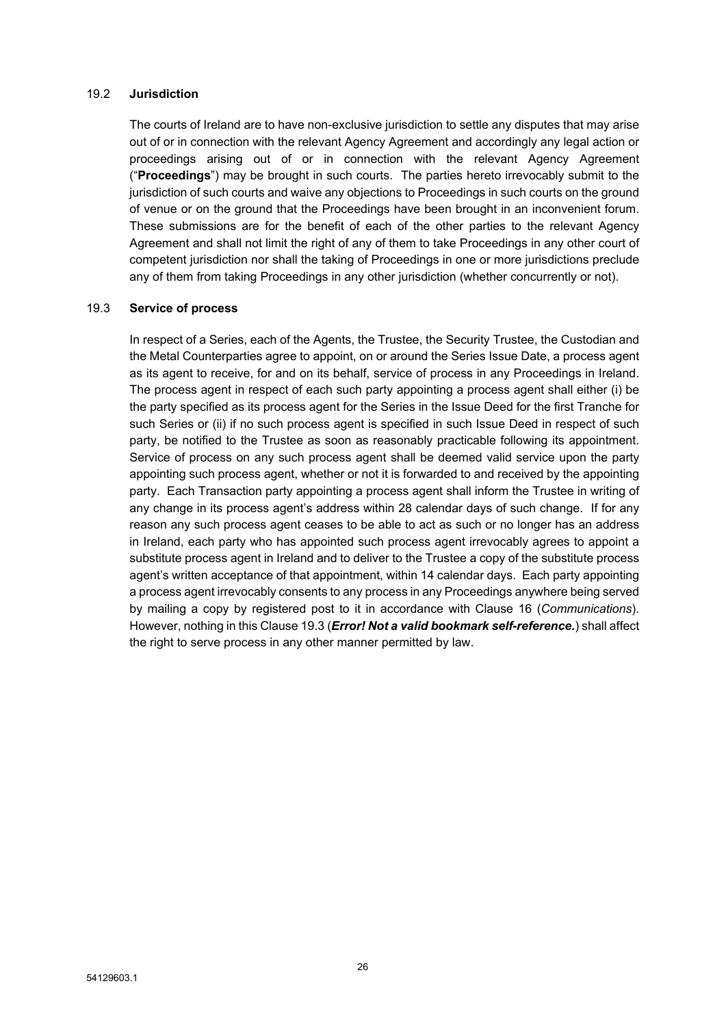### 19.2 **Jurisdiction**

The courts of Ireland are to have non-exclusive jurisdiction to settle any disputes that may arise out of or in connection with the relevant Agency Agreement and accordingly any legal action or proceedings arising out of or in connection with the relevant Agency Agreement ("**Proceedings**") may be brought in such courts. The parties hereto irrevocably submit to the jurisdiction of such courts and waive any objections to Proceedings in such courts on the ground of venue or on the ground that the Proceedings have been brought in an inconvenient forum. These submissions are for the benefit of each of the other parties to the relevant Agency Agreement and shall not limit the right of any of them to take Proceedings in any other court of competent jurisdiction nor shall the taking of Proceedings in one or more jurisdictions preclude any of them from taking Proceedings in any other jurisdiction (whether concurrently or not).

### 19.3 **Service of process**

In respect of a Series, each of the Agents, the Trustee, the Security Trustee, the Custodian and the Metal Counterparties agree to appoint, on or around the Series Issue Date, a process agent as its agent to receive, for and on its behalf, service of process in any Proceedings in Ireland. The process agent in respect of each such party appointing a process agent shall either (i) be the party specified as its process agent for the Series in the Issue Deed for the first Tranche for such Series or (ii) if no such process agent is specified in such Issue Deed in respect of such party, be notified to the Trustee as soon as reasonably practicable following its appointment. Service of process on any such process agent shall be deemed valid service upon the party appointing such process agent, whether or not it is forwarded to and received by the appointing party. Each Transaction party appointing a process agent shall inform the Trustee in writing of any change in its process agent's address within 28 calendar days of such change. If for any reason any such process agent ceases to be able to act as such or no longer has an address in Ireland, each party who has appointed such process agent irrevocably agrees to appoint a substitute process agent in Ireland and to deliver to the Trustee a copy of the substitute process agent's written acceptance of that appointment, within 14 calendar days. Each party appointing a process agent irrevocably consents to any process in any Proceedings anywhere being served by mailing a copy by registered post to it in accordance with Clause 16 (*Communications*). However, nothing in this Clause 19.3 (***Error! Not a valid bookmark self-reference.***) shall affect the right to serve process in any other manner permitted by law.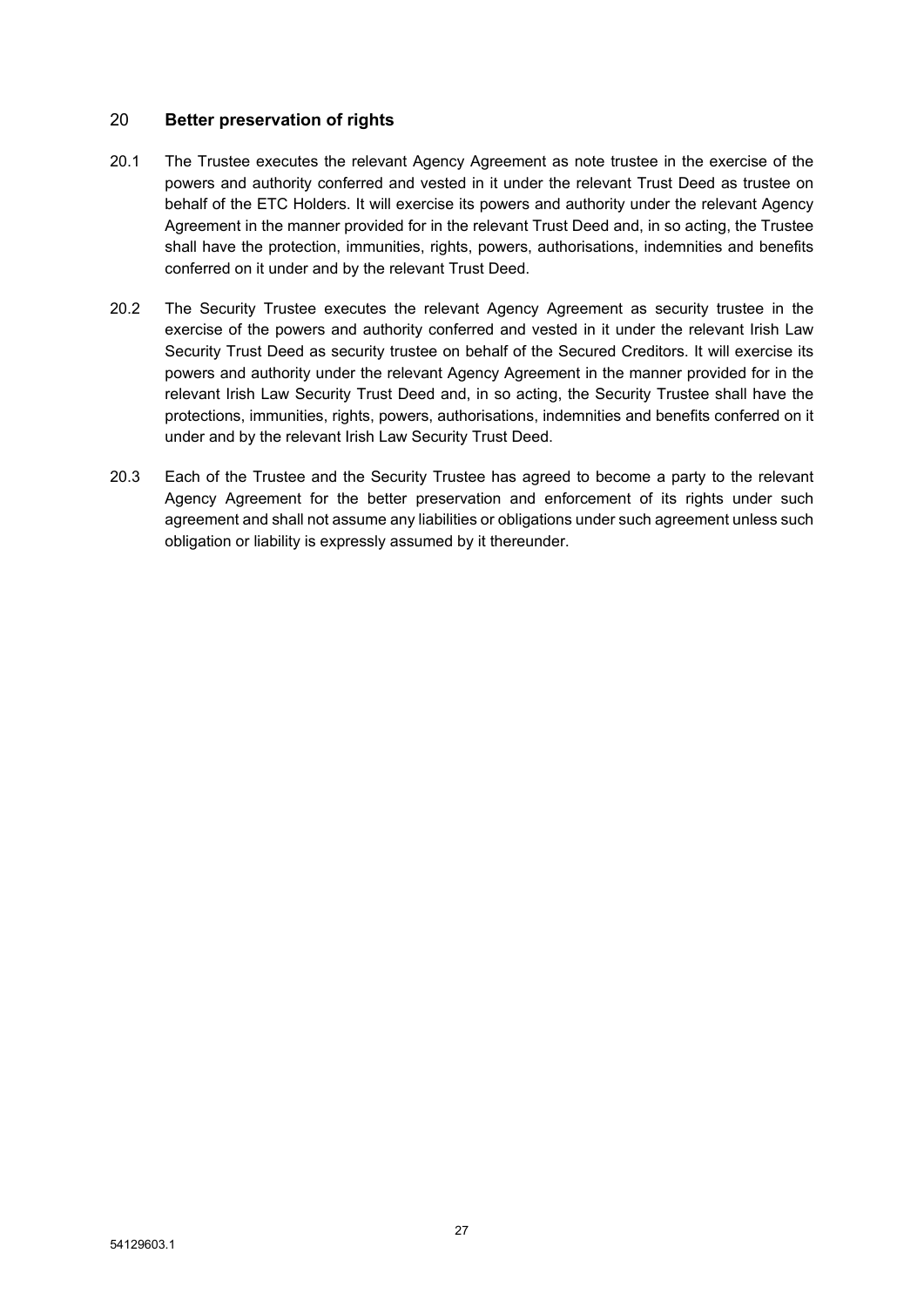## 20 Better preservation of rights

20.1 The Trustee executes the relevant Agency Agreement as note trustee in the exercise of the powers and authority conferred and vested in it under the relevant Trust Deed as trustee on behalf of the ETC Holders. It will exercise its powers and authority under the relevant Agency Agreement in the manner provided for in the relevant Trust Deed and, in so acting, the Trustee shall have the protection, immunities, rights, powers, authorisations, indemnities and benefits conferred on it under and by the relevant Trust Deed.

20.2 The Security Trustee executes the relevant Agency Agreement as security trustee in the exercise of the powers and authority conferred and vested in it under the relevant Irish Law Security Trust Deed as security trustee on behalf of the Secured Creditors. It will exercise its powers and authority under the relevant Agency Agreement in the manner provided for in the relevant Irish Law Security Trust Deed and, in so acting, the Security Trustee shall have the protections, immunities, rights, powers, authorisations, indemnities and benefits conferred on it under and by the relevant Irish Law Security Trust Deed.

20.3 Each of the Trustee and the Security Trustee has agreed to become a party to the relevant Agency Agreement for the better preservation and enforcement of its rights under such agreement and shall not assume any liabilities or obligations under such agreement unless such obligation or liability is expressly assumed by it thereunder.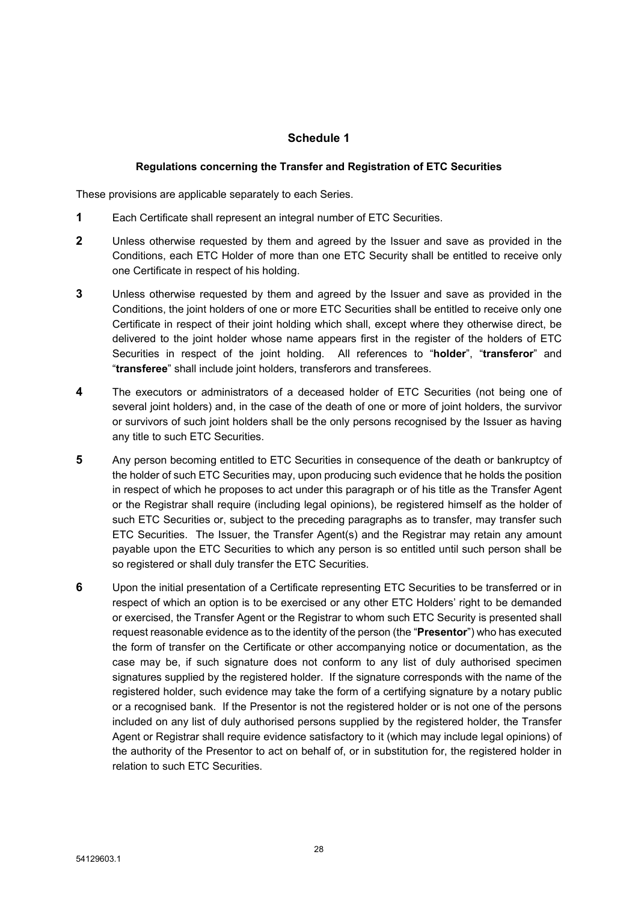## Schedule 1

### Regulations concerning the Transfer and Registration of ETC Securities

These provisions are applicable separately to each Series.

**1** Each Certificate shall represent an integral number of ETC Securities.

**2** Unless otherwise requested by them and agreed by the Issuer and save as provided in the Conditions, each ETC Holder of more than one ETC Security shall be entitled to receive only one Certificate in respect of his holding.

**3** Unless otherwise requested by them and agreed by the Issuer and save as provided in the Conditions, the joint holders of one or more ETC Securities shall be entitled to receive only one Certificate in respect of their joint holding which shall, except where they otherwise direct, be delivered to the joint holder whose name appears first in the register of the holders of ETC Securities in respect of the joint holding. All references to "**holder**", "**transferor**" and "**transferee**" shall include joint holders, transferors and transferees.

**4** The executors or administrators of a deceased holder of ETC Securities (not being one of several joint holders) and, in the case of the death of one or more of joint holders, the survivor or survivors of such joint holders shall be the only persons recognised by the Issuer as having any title to such ETC Securities.

**5** Any person becoming entitled to ETC Securities in consequence of the death or bankruptcy of the holder of such ETC Securities may, upon producing such evidence that he holds the position in respect of which he proposes to act under this paragraph or of his title as the Transfer Agent or the Registrar shall require (including legal opinions), be registered himself as the holder of such ETC Securities or, subject to the preceding paragraphs as to transfer, may transfer such ETC Securities. The Issuer, the Transfer Agent(s) and the Registrar may retain any amount payable upon the ETC Securities to which any person is so entitled until such person shall be so registered or shall duly transfer the ETC Securities.

**6** Upon the initial presentation of a Certificate representing ETC Securities to be transferred or in respect of which an option is to be exercised or any other ETC Holders' right to be demanded or exercised, the Transfer Agent or the Registrar to whom such ETC Security is presented shall request reasonable evidence as to the identity of the person (the "**Presentor**") who has executed the form of transfer on the Certificate or other accompanying notice or documentation, as the case may be, if such signature does not conform to any list of duly authorised specimen signatures supplied by the registered holder. If the signature corresponds with the name of the registered holder, such evidence may take the form of a certifying signature by a notary public or a recognised bank. If the Presentor is not the registered holder or is not one of the persons included on any list of duly authorised persons supplied by the registered holder, the Transfer Agent or Registrar shall require evidence satisfactory to it (which may include legal opinions) of the authority of the Presentor to act on behalf of, or in substitution for, the registered holder in relation to such ETC Securities.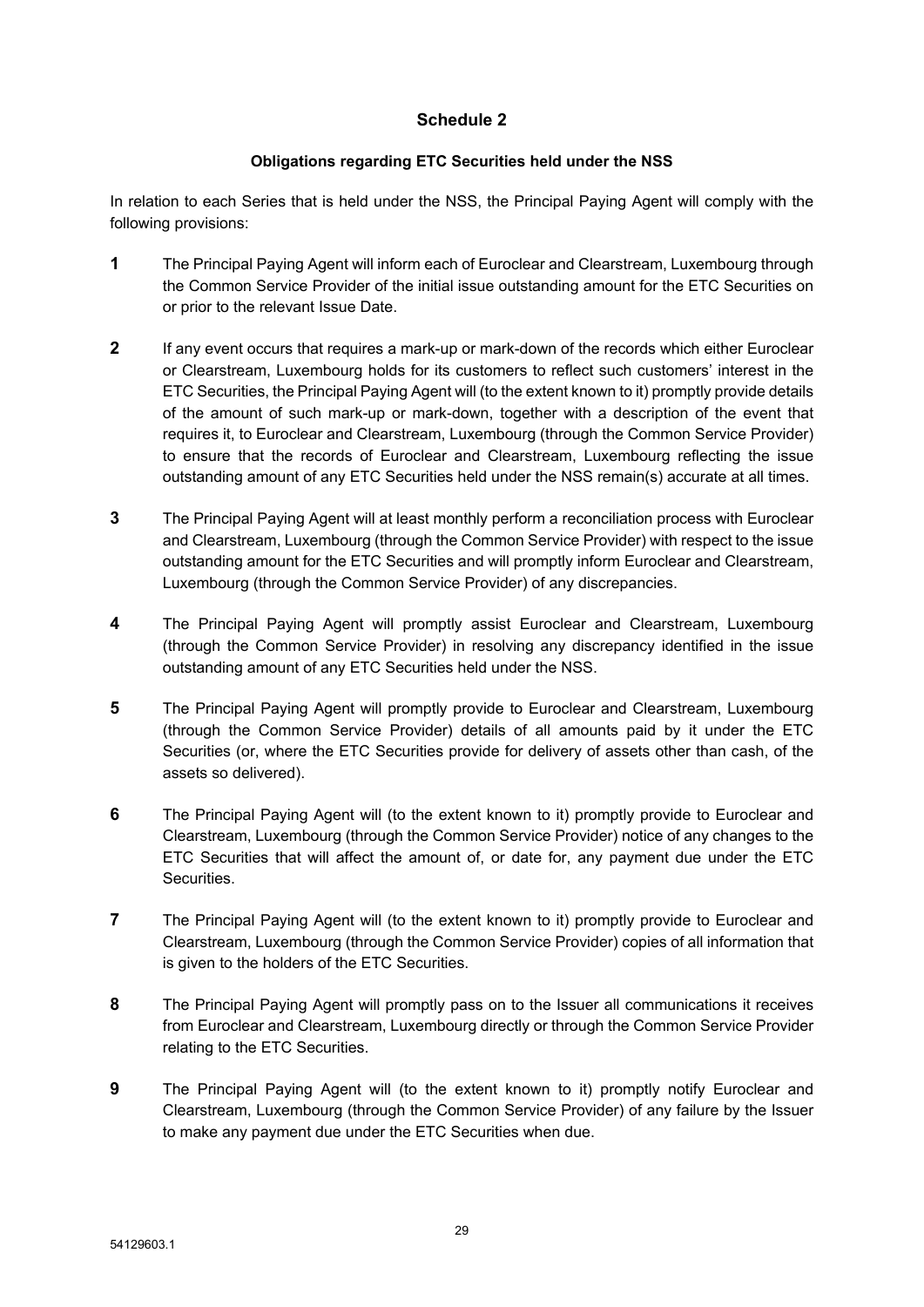## Schedule 2

### Obligations regarding ETC Securities held under the NSS

In relation to each Series that is held under the NSS, the Principal Paying Agent will comply with the following provisions:

**1** The Principal Paying Agent will inform each of Euroclear and Clearstream, Luxembourg through the Common Service Provider of the initial issue outstanding amount for the ETC Securities on or prior to the relevant Issue Date.

**2** If any event occurs that requires a mark-up or mark-down of the records which either Euroclear or Clearstream, Luxembourg holds for its customers to reflect such customers' interest in the ETC Securities, the Principal Paying Agent will (to the extent known to it) promptly provide details of the amount of such mark-up or mark-down, together with a description of the event that requires it, to Euroclear and Clearstream, Luxembourg (through the Common Service Provider) to ensure that the records of Euroclear and Clearstream, Luxembourg reflecting the issue outstanding amount of any ETC Securities held under the NSS remain(s) accurate at all times.

**3** The Principal Paying Agent will at least monthly perform a reconciliation process with Euroclear and Clearstream, Luxembourg (through the Common Service Provider) with respect to the issue outstanding amount for the ETC Securities and will promptly inform Euroclear and Clearstream, Luxembourg (through the Common Service Provider) of any discrepancies.

**4** The Principal Paying Agent will promptly assist Euroclear and Clearstream, Luxembourg (through the Common Service Provider) in resolving any discrepancy identified in the issue outstanding amount of any ETC Securities held under the NSS.

**5** The Principal Paying Agent will promptly provide to Euroclear and Clearstream, Luxembourg (through the Common Service Provider) details of all amounts paid by it under the ETC Securities (or, where the ETC Securities provide for delivery of assets other than cash, of the assets so delivered).

**6** The Principal Paying Agent will (to the extent known to it) promptly provide to Euroclear and Clearstream, Luxembourg (through the Common Service Provider) notice of any changes to the ETC Securities that will affect the amount of, or date for, any payment due under the ETC Securities.

**7** The Principal Paying Agent will (to the extent known to it) promptly provide to Euroclear and Clearstream, Luxembourg (through the Common Service Provider) copies of all information that is given to the holders of the ETC Securities.

**8** The Principal Paying Agent will promptly pass on to the Issuer all communications it receives from Euroclear and Clearstream, Luxembourg directly or through the Common Service Provider relating to the ETC Securities.

**9** The Principal Paying Agent will (to the extent known to it) promptly notify Euroclear and Clearstream, Luxembourg (through the Common Service Provider) of any failure by the Issuer to make any payment due under the ETC Securities when due.

54129603.1